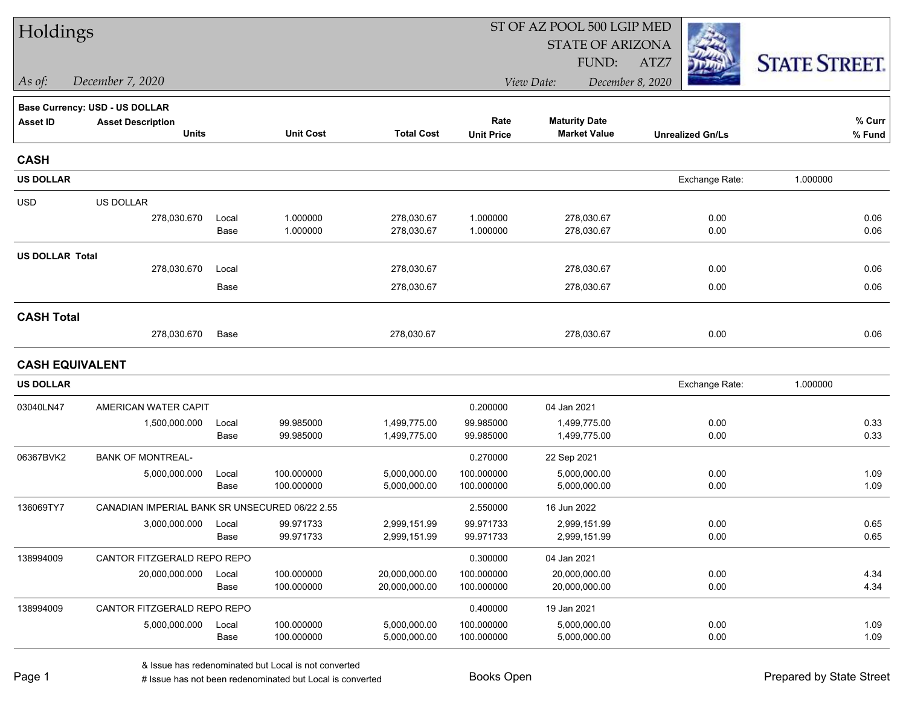# Holdings

ST OF AZ POOL 500 LGIP MED
STATE OF ARIZONA
FUND: ATZ7

*As of:* *December 7, 2020*

*View Date:* *December 8, 2020*

STATE STREET

**Base Currency: USD - US DOLLAR**

| Asset ID | Asset Description / Units | | Unit Cost | Total Cost | Rate / Unit Price | Maturity Date / Market Value | Unrealized Gn/Ls | % Curr / % Fund |
|---|---|---|---|---|---|---|---|---|
| **CASH** | | | | | | | | |
| **US DOLLAR** | | | | | | | Exchange Rate: | 1.000000 |
| USD | US DOLLAR | | | | | | | |
| | 278,030.670 | Local | 1.000000 | 278,030.67 | 1.000000 | 278,030.67 | 0.00 | 0.06 |
| | | Base | 1.000000 | 278,030.67 | 1.000000 | 278,030.67 | 0.00 | 0.06 |
| **US DOLLAR Total** | | | | | | | | |
| | 278,030.670 | Local | | 278,030.67 | | 278,030.67 | 0.00 | 0.06 |
| | | Base | | 278,030.67 | | 278,030.67 | 0.00 | 0.06 |
| **CASH Total** | | | | | | | | |
| | 278,030.670 | Base | | 278,030.67 | | 278,030.67 | 0.00 | 0.06 |
| **CASH EQUIVALENT** | | | | | | | | |
| **US DOLLAR** | | | | | | | Exchange Rate: | 1.000000 |
| 03040LN47 | AMERICAN WATER CAPIT | | | | 0.200000 | 04 Jan 2021 | | |
| | 1,500,000.000 | Local | 99.985000 | 1,499,775.00 | 99.985000 | 1,499,775.00 | 0.00 | 0.33 |
| | | Base | 99.985000 | 1,499,775.00 | 99.985000 | 1,499,775.00 | 0.00 | 0.33 |
| 06367BVK2 | BANK OF MONTREAL- | | | | 0.270000 | 22 Sep 2021 | | |
| | 5,000,000.000 | Local | 100.000000 | 5,000,000.00 | 100.000000 | 5,000,000.00 | 0.00 | 1.09 |
| | | Base | 100.000000 | 5,000,000.00 | 100.000000 | 5,000,000.00 | 0.00 | 1.09 |
| 136069TY7 | CANADIAN IMPERIAL BANK SR UNSECURED 06/22 2.55 | | | | 2.550000 | 16 Jun 2022 | | |
| | 3,000,000.000 | Local | 99.971733 | 2,999,151.99 | 99.971733 | 2,999,151.99 | 0.00 | 0.65 |
| | | Base | 99.971733 | 2,999,151.99 | 99.971733 | 2,999,151.99 | 0.00 | 0.65 |
| 138994009 | CANTOR FITZGERALD REPO REPO | | | | 0.300000 | 04 Jan 2021 | | |
| | 20,000,000.000 | Local | 100.000000 | 20,000,000.00 | 100.000000 | 20,000,000.00 | 0.00 | 4.34 |
| | | Base | 100.000000 | 20,000,000.00 | 100.000000 | 20,000,000.00 | 0.00 | 4.34 |
| 138994009 | CANTOR FITZGERALD REPO REPO | | | | 0.400000 | 19 Jan 2021 | | |
| | 5,000,000.000 | Local | 100.000000 | 5,000,000.00 | 100.000000 | 5,000,000.00 | 0.00 | 1.09 |
| | | Base | 100.000000 | 5,000,000.00 | 100.000000 | 5,000,000.00 | 0.00 | 1.09 |

& Issue has redenominated but Local is not converted
# Issue has not been redenominated but Local is converted

Books Open

Prepared by State Street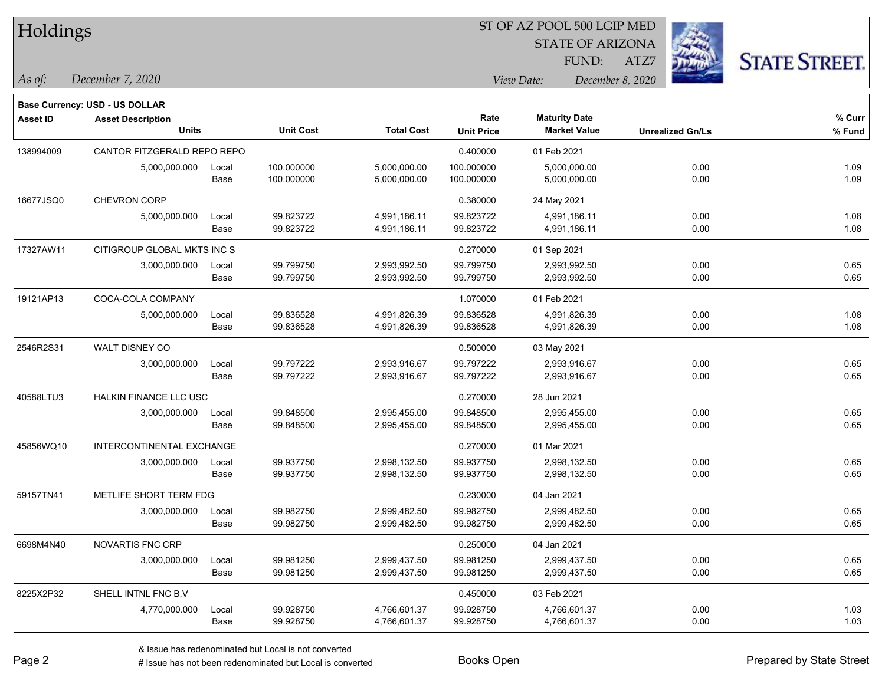# Holdings

ST OF AZ POOL 500 LGIP MED
STATE OF ARIZONA
FUND: ATZ7

*As of:* *December 7, 2020*

*View Date:* *December 8, 2020*

**Base Currency: USD - US DOLLAR**

| Asset ID | Asset Description / Units | | Unit Cost | Total Cost | Rate / Unit Price | Maturity Date / Market Value | Unrealized Gn/Ls | % Curr / % Fund |
|---|---|---|---|---|---|---|---|---|
| 138994009 | CANTOR FITZGERALD REPO REPO | | | | 0.400000 | 01 Feb 2021 | | |
| | 5,000,000.000 | Local | 100.000000 | 5,000,000.00 | 100.000000 | 5,000,000.00 | 0.00 | 1.09 |
| | | Base | 100.000000 | 5,000,000.00 | 100.000000 | 5,000,000.00 | 0.00 | 1.09 |
| 16677JSQ0 | CHEVRON CORP | | | | 0.380000 | 24 May 2021 | | |
| | 5,000,000.000 | Local | 99.823722 | 4,991,186.11 | 99.823722 | 4,991,186.11 | 0.00 | 1.08 |
| | | Base | 99.823722 | 4,991,186.11 | 99.823722 | 4,991,186.11 | 0.00 | 1.08 |
| 17327AW11 | CITIGROUP GLOBAL MKTS INC S | | | | 0.270000 | 01 Sep 2021 | | |
| | 3,000,000.000 | Local | 99.799750 | 2,993,992.50 | 99.799750 | 2,993,992.50 | 0.00 | 0.65 |
| | | Base | 99.799750 | 2,993,992.50 | 99.799750 | 2,993,992.50 | 0.00 | 0.65 |
| 19121AP13 | COCA-COLA COMPANY | | | | 1.070000 | 01 Feb 2021 | | |
| | 5,000,000.000 | Local | 99.836528 | 4,991,826.39 | 99.836528 | 4,991,826.39 | 0.00 | 1.08 |
| | | Base | 99.836528 | 4,991,826.39 | 99.836528 | 4,991,826.39 | 0.00 | 1.08 |
| 2546R2S31 | WALT DISNEY CO | | | | 0.500000 | 03 May 2021 | | |
| | 3,000,000.000 | Local | 99.797222 | 2,993,916.67 | 99.797222 | 2,993,916.67 | 0.00 | 0.65 |
| | | Base | 99.797222 | 2,993,916.67 | 99.797222 | 2,993,916.67 | 0.00 | 0.65 |
| 40588LTU3 | HALKIN FINANCE LLC USC | | | | 0.270000 | 28 Jun 2021 | | |
| | 3,000,000.000 | Local | 99.848500 | 2,995,455.00 | 99.848500 | 2,995,455.00 | 0.00 | 0.65 |
| | | Base | 99.848500 | 2,995,455.00 | 99.848500 | 2,995,455.00 | 0.00 | 0.65 |
| 45856WQ10 | INTERCONTINENTAL EXCHANGE | | | | 0.270000 | 01 Mar 2021 | | |
| | 3,000,000.000 | Local | 99.937750 | 2,998,132.50 | 99.937750 | 2,998,132.50 | 0.00 | 0.65 |
| | | Base | 99.937750 | 2,998,132.50 | 99.937750 | 2,998,132.50 | 0.00 | 0.65 |
| 59157TN41 | METLIFE SHORT TERM FDG | | | | 0.230000 | 04 Jan 2021 | | |
| | 3,000,000.000 | Local | 99.982750 | 2,999,482.50 | 99.982750 | 2,999,482.50 | 0.00 | 0.65 |
| | | Base | 99.982750 | 2,999,482.50 | 99.982750 | 2,999,482.50 | 0.00 | 0.65 |
| 6698M4N40 | NOVARTIS FNC CRP | | | | 0.250000 | 04 Jan 2021 | | |
| | 3,000,000.000 | Local | 99.981250 | 2,999,437.50 | 99.981250 | 2,999,437.50 | 0.00 | 0.65 |
| | | Base | 99.981250 | 2,999,437.50 | 99.981250 | 2,999,437.50 | 0.00 | 0.65 |
| 8225X2P32 | SHELL INTNL FNC B.V | | | | 0.450000 | 03 Feb 2021 | | |
| | 4,770,000.000 | Local | 99.928750 | 4,766,601.37 | 99.928750 | 4,766,601.37 | 0.00 | 1.03 |
| | | Base | 99.928750 | 4,766,601.37 | 99.928750 | 4,766,601.37 | 0.00 | 1.03 |

& Issue has redenominated but Local is not converted
# Issue has not been redenominated but Local is converted

Books Open

Prepared by State Street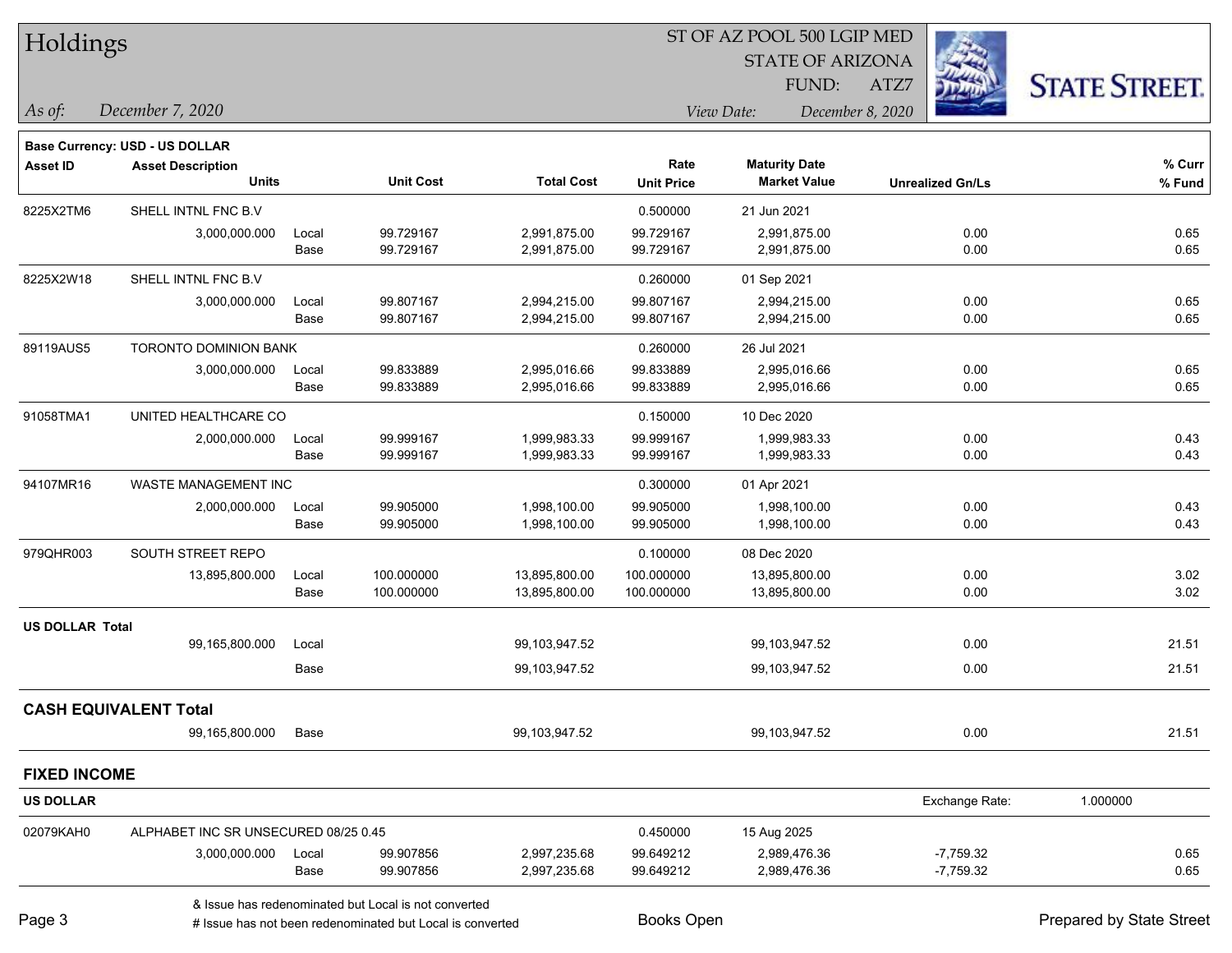# Holdings

ST OF AZ POOL 500 LGIP MED
STATE OF ARIZONA
FUND: ATZ7

*As of:* *December 7, 2020*

*View Date:* *December 8, 2020*

STATE STREET.

**Base Currency: USD - US DOLLAR**

| Asset ID | Asset Description / Units | | Unit Cost | Total Cost | Rate / Unit Price | Maturity Date / Market Value | Unrealized Gn/Ls | % Curr / % Fund |
|---|---|---|---|---|---|---|---|---|
| 8225X2TM6 | SHELL INTNL FNC B.V | | | | 0.500000 | 21 Jun 2021 | | |
| | 3,000,000.000 | Local | 99.729167 | 2,991,875.00 | 99.729167 | 2,991,875.00 | 0.00 | 0.65 |
| | | Base | 99.729167 | 2,991,875.00 | 99.729167 | 2,991,875.00 | 0.00 | 0.65 |
| 8225X2W18 | SHELL INTNL FNC B.V | | | | 0.260000 | 01 Sep 2021 | | |
| | 3,000,000.000 | Local | 99.807167 | 2,994,215.00 | 99.807167 | 2,994,215.00 | 0.00 | 0.65 |
| | | Base | 99.807167 | 2,994,215.00 | 99.807167 | 2,994,215.00 | 0.00 | 0.65 |
| 89119AUS5 | TORONTO DOMINION BANK | | | | 0.260000 | 26 Jul 2021 | | |
| | 3,000,000.000 | Local | 99.833889 | 2,995,016.66 | 99.833889 | 2,995,016.66 | 0.00 | 0.65 |
| | | Base | 99.833889 | 2,995,016.66 | 99.833889 | 2,995,016.66 | 0.00 | 0.65 |
| 91058TMA1 | UNITED HEALTHCARE CO | | | | 0.150000 | 10 Dec 2020 | | |
| | 2,000,000.000 | Local | 99.999167 | 1,999,983.33 | 99.999167 | 1,999,983.33 | 0.00 | 0.43 |
| | | Base | 99.999167 | 1,999,983.33 | 99.999167 | 1,999,983.33 | 0.00 | 0.43 |
| 94107MR16 | WASTE MANAGEMENT INC | | | | 0.300000 | 01 Apr 2021 | | |
| | 2,000,000.000 | Local | 99.905000 | 1,998,100.00 | 99.905000 | 1,998,100.00 | 0.00 | 0.43 |
| | | Base | 99.905000 | 1,998,100.00 | 99.905000 | 1,998,100.00 | 0.00 | 0.43 |
| 979QHR003 | SOUTH STREET REPO | | | | 0.100000 | 08 Dec 2020 | | |
| | 13,895,800.000 | Local | 100.000000 | 13,895,800.00 | 100.000000 | 13,895,800.00 | 0.00 | 3.02 |
| | | Base | 100.000000 | 13,895,800.00 | 100.000000 | 13,895,800.00 | 0.00 | 3.02 |
| **US DOLLAR Total** | | | | | | | | |
| | 99,165,800.000 | Local | | 99,103,947.52 | | 99,103,947.52 | 0.00 | 21.51 |
| | | Base | | 99,103,947.52 | | 99,103,947.52 | 0.00 | 21.51 |
| **CASH EQUIVALENT Total** | | | | | | | | |
| | 99,165,800.000 | Base | | 99,103,947.52 | | 99,103,947.52 | 0.00 | 21.51 |

## FIXED INCOME

**US DOLLAR** — Exchange Rate: 1.000000

| Asset ID | Asset Description / Units | | Unit Cost | Total Cost | Rate / Unit Price | Maturity Date / Market Value | Unrealized Gn/Ls | % Curr / % Fund |
|---|---|---|---|---|---|---|---|---|
| 02079KAH0 | ALPHABET INC SR UNSECURED 08/25 0.45 | | | | 0.450000 | 15 Aug 2025 | | |
| | 3,000,000.000 | Local | 99.907856 | 2,997,235.68 | 99.649212 | 2,989,476.36 | -7,759.32 | 0.65 |
| | | Base | 99.907856 | 2,997,235.68 | 99.649212 | 2,989,476.36 | -7,759.32 | 0.65 |

& Issue has redenominated but Local is not converted
# Issue has not been redenominated but Local is converted

Books Open

Prepared by State Street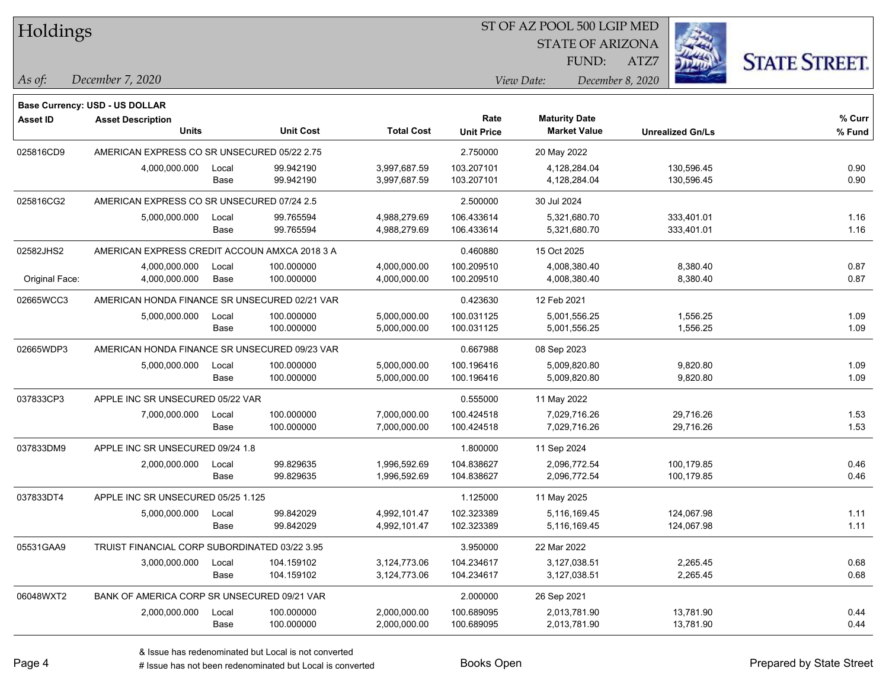# Holdings

ST OF AZ POOL 500 LGIP MED
STATE OF ARIZONA
FUND: ATZ7

*As of:* *December 7, 2020*
*View Date:* *December 8, 2020*

**Base Currency: USD - US DOLLAR**

| Asset ID | Asset Description / Units | | Unit Cost | Total Cost | Rate / Unit Price | Maturity Date / Market Value | Unrealized Gn/Ls | % Curr / % Fund |
|---|---|---|---|---|---|---|---|---|
| 025816CD9 | AMERICAN EXPRESS CO SR UNSECURED 05/22 2.75 | | | | 2.750000 | 20 May 2022 | | |
| | 4,000,000.000 | Local | 99.942190 | 3,997,687.59 | 103.207101 | 4,128,284.04 | 130,596.45 | 0.90 |
| | | Base | 99.942190 | 3,997,687.59 | 103.207101 | 4,128,284.04 | 130,596.45 | 0.90 |
| 025816CG2 | AMERICAN EXPRESS CO SR UNSECURED 07/24 2.5 | | | | 2.500000 | 30 Jul 2024 | | |
| | 5,000,000.000 | Local | 99.765594 | 4,988,279.69 | 106.433614 | 5,321,680.70 | 333,401.01 | 1.16 |
| | | Base | 99.765594 | 4,988,279.69 | 106.433614 | 5,321,680.70 | 333,401.01 | 1.16 |
| 02582JHS2 | AMERICAN EXPRESS CREDIT ACCOUN AMXCA 2018 3 A | | | | 0.460880 | 15 Oct 2025 | | |
| | 4,000,000.000 | Local | 100.000000 | 4,000,000.00 | 100.209510 | 4,008,380.40 | 8,380.40 | 0.87 |
| Original Face: | 4,000,000.000 | Base | 100.000000 | 4,000,000.00 | 100.209510 | 4,008,380.40 | 8,380.40 | 0.87 |
| 02665WCC3 | AMERICAN HONDA FINANCE SR UNSECURED 02/21 VAR | | | | 0.423630 | 12 Feb 2021 | | |
| | 5,000,000.000 | Local | 100.000000 | 5,000,000.00 | 100.031125 | 5,001,556.25 | 1,556.25 | 1.09 |
| | | Base | 100.000000 | 5,000,000.00 | 100.031125 | 5,001,556.25 | 1,556.25 | 1.09 |
| 02665WDP3 | AMERICAN HONDA FINANCE SR UNSECURED 09/23 VAR | | | | 0.667988 | 08 Sep 2023 | | |
| | 5,000,000.000 | Local | 100.000000 | 5,000,000.00 | 100.196416 | 5,009,820.80 | 9,820.80 | 1.09 |
| | | Base | 100.000000 | 5,000,000.00 | 100.196416 | 5,009,820.80 | 9,820.80 | 1.09 |
| 037833CP3 | APPLE INC SR UNSECURED 05/22 VAR | | | | 0.555000 | 11 May 2022 | | |
| | 7,000,000.000 | Local | 100.000000 | 7,000,000.00 | 100.424518 | 7,029,716.26 | 29,716.26 | 1.53 |
| | | Base | 100.000000 | 7,000,000.00 | 100.424518 | 7,029,716.26 | 29,716.26 | 1.53 |
| 037833DM9 | APPLE INC SR UNSECURED 09/24 1.8 | | | | 1.800000 | 11 Sep 2024 | | |
| | 2,000,000.000 | Local | 99.829635 | 1,996,592.69 | 104.838627 | 2,096,772.54 | 100,179.85 | 0.46 |
| | | Base | 99.829635 | 1,996,592.69 | 104.838627 | 2,096,772.54 | 100,179.85 | 0.46 |
| 037833DT4 | APPLE INC SR UNSECURED 05/25 1.125 | | | | 1.125000 | 11 May 2025 | | |
| | 5,000,000.000 | Local | 99.842029 | 4,992,101.47 | 102.323389 | 5,116,169.45 | 124,067.98 | 1.11 |
| | | Base | 99.842029 | 4,992,101.47 | 102.323389 | 5,116,169.45 | 124,067.98 | 1.11 |
| 05531GAA9 | TRUIST FINANCIAL CORP SUBORDINATED 03/22 3.95 | | | | 3.950000 | 22 Mar 2022 | | |
| | 3,000,000.000 | Local | 104.159102 | 3,124,773.06 | 104.234617 | 3,127,038.51 | 2,265.45 | 0.68 |
| | | Base | 104.159102 | 3,124,773.06 | 104.234617 | 3,127,038.51 | 2,265.45 | 0.68 |
| 06048WXT2 | BANK OF AMERICA CORP SR UNSECURED 09/21 VAR | | | | 2.000000 | 26 Sep 2021 | | |
| | 2,000,000.000 | Local | 100.000000 | 2,000,000.00 | 100.689095 | 2,013,781.90 | 13,781.90 | 0.44 |
| | | Base | 100.000000 | 2,000,000.00 | 100.689095 | 2,013,781.90 | 13,781.90 | 0.44 |

& Issue has redenominated but Local is not converted
# Issue has not been redenominated but Local is converted

Books Open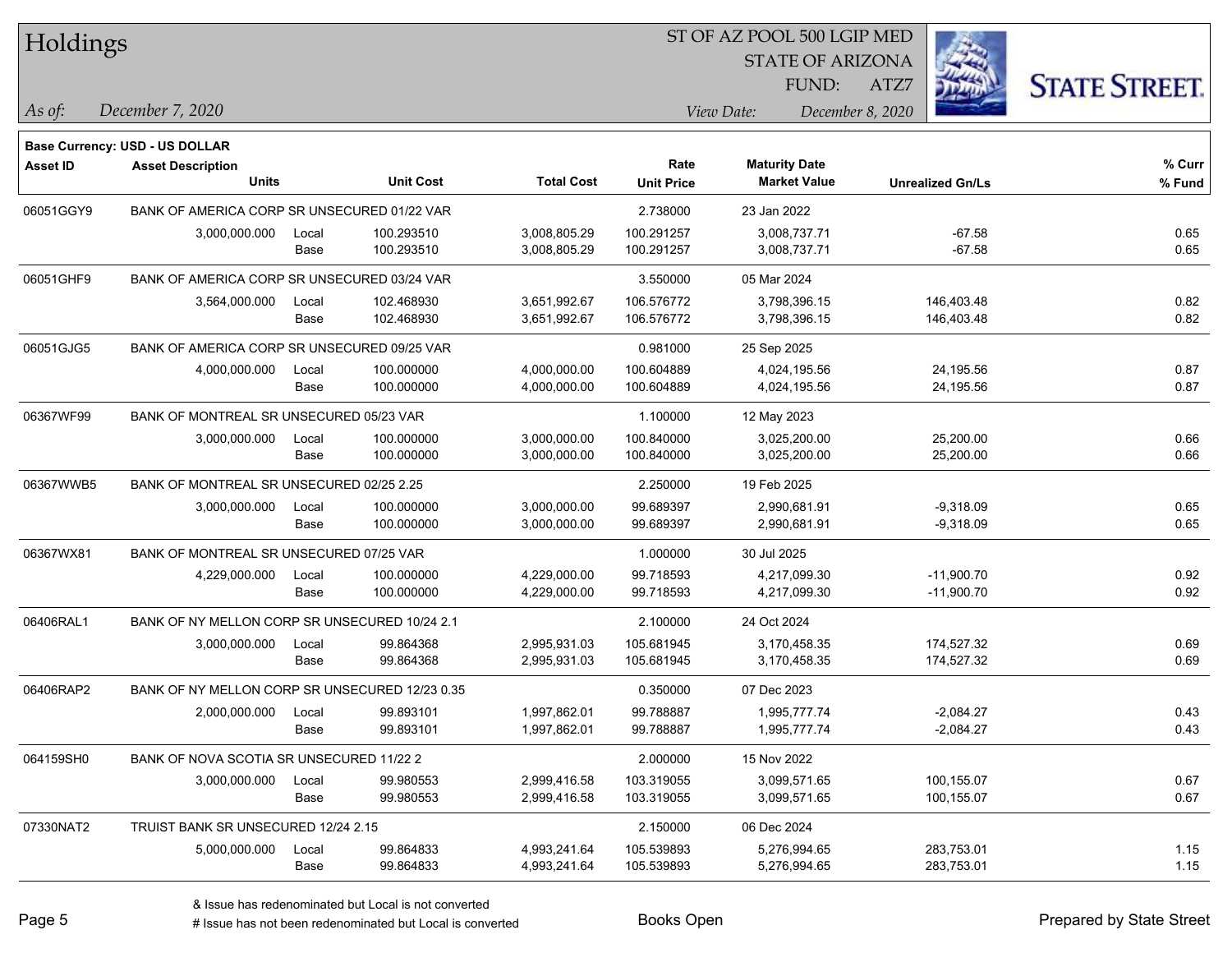# Holdings

ST OF AZ POOL 500 LGIP MED
STATE OF ARIZONA
FUND: ATZ7

*As of:* December 7, 2020 | *View Date:* December 8, 2020

**Base Currency: USD - US DOLLAR**

| Asset ID | Asset Description / Units | | Unit Cost | Total Cost | Rate / Unit Price | Maturity Date / Market Value | Unrealized Gn/Ls | % Curr / % Fund |
|---|---|---|---|---|---|---|---|---|
| 06051GGY9 | BANK OF AMERICA CORP SR UNSECURED 01/22 VAR | | | | 2.738000 | 23 Jan 2022 | | |
| | 3,000,000.000 | Local | 100.293510 | 3,008,805.29 | 100.291257 | 3,008,737.71 | -67.58 | 0.65 |
| | | Base | 100.293510 | 3,008,805.29 | 100.291257 | 3,008,737.71 | -67.58 | 0.65 |
| 06051GHF9 | BANK OF AMERICA CORP SR UNSECURED 03/24 VAR | | | | 3.550000 | 05 Mar 2024 | | |
| | 3,564,000.000 | Local | 102.468930 | 3,651,992.67 | 106.576772 | 3,798,396.15 | 146,403.48 | 0.82 |
| | | Base | 102.468930 | 3,651,992.67 | 106.576772 | 3,798,396.15 | 146,403.48 | 0.82 |
| 06051GJG5 | BANK OF AMERICA CORP SR UNSECURED 09/25 VAR | | | | 0.981000 | 25 Sep 2025 | | |
| | 4,000,000.000 | Local | 100.000000 | 4,000,000.00 | 100.604889 | 4,024,195.56 | 24,195.56 | 0.87 |
| | | Base | 100.000000 | 4,000,000.00 | 100.604889 | 4,024,195.56 | 24,195.56 | 0.87 |
| 06367WF99 | BANK OF MONTREAL SR UNSECURED 05/23 VAR | | | | 1.100000 | 12 May 2023 | | |
| | 3,000,000.000 | Local | 100.000000 | 3,000,000.00 | 100.840000 | 3,025,200.00 | 25,200.00 | 0.66 |
| | | Base | 100.000000 | 3,000,000.00 | 100.840000 | 3,025,200.00 | 25,200.00 | 0.66 |
| 06367WWB5 | BANK OF MONTREAL SR UNSECURED 02/25 2.25 | | | | 2.250000 | 19 Feb 2025 | | |
| | 3,000,000.000 | Local | 100.000000 | 3,000,000.00 | 99.689397 | 2,990,681.91 | -9,318.09 | 0.65 |
| | | Base | 100.000000 | 3,000,000.00 | 99.689397 | 2,990,681.91 | -9,318.09 | 0.65 |
| 06367WX81 | BANK OF MONTREAL SR UNSECURED 07/25 VAR | | | | 1.000000 | 30 Jul 2025 | | |
| | 4,229,000.000 | Local | 100.000000 | 4,229,000.00 | 99.718593 | 4,217,099.30 | -11,900.70 | 0.92 |
| | | Base | 100.000000 | 4,229,000.00 | 99.718593 | 4,217,099.30 | -11,900.70 | 0.92 |
| 06406RAL1 | BANK OF NY MELLON CORP SR UNSECURED 10/24 2.1 | | | | 2.100000 | 24 Oct 2024 | | |
| | 3,000,000.000 | Local | 99.864368 | 2,995,931.03 | 105.681945 | 3,170,458.35 | 174,527.32 | 0.69 |
| | | Base | 99.864368 | 2,995,931.03 | 105.681945 | 3,170,458.35 | 174,527.32 | 0.69 |
| 06406RAP2 | BANK OF NY MELLON CORP SR UNSECURED 12/23 0.35 | | | | 0.350000 | 07 Dec 2023 | | |
| | 2,000,000.000 | Local | 99.893101 | 1,997,862.01 | 99.788887 | 1,995,777.74 | -2,084.27 | 0.43 |
| | | Base | 99.893101 | 1,997,862.01 | 99.788887 | 1,995,777.74 | -2,084.27 | 0.43 |
| 064159SH0 | BANK OF NOVA SCOTIA SR UNSECURED 11/22 2 | | | | 2.000000 | 15 Nov 2022 | | |
| | 3,000,000.000 | Local | 99.980553 | 2,999,416.58 | 103.319055 | 3,099,571.65 | 100,155.07 | 0.67 |
| | | Base | 99.980553 | 2,999,416.58 | 103.319055 | 3,099,571.65 | 100,155.07 | 0.67 |
| 07330NAT2 | TRUIST BANK SR UNSECURED 12/24 2.15 | | | | 2.150000 | 06 Dec 2024 | | |
| | 5,000,000.000 | Local | 99.864833 | 4,993,241.64 | 105.539893 | 5,276,994.65 | 283,753.01 | 1.15 |
| | | Base | 99.864833 | 4,993,241.64 | 105.539893 | 5,276,994.65 | 283,753.01 | 1.15 |

& Issue has redenominated but Local is not converted
# Issue has not been redenominated but Local is converted

Books Open

Prepared by State Street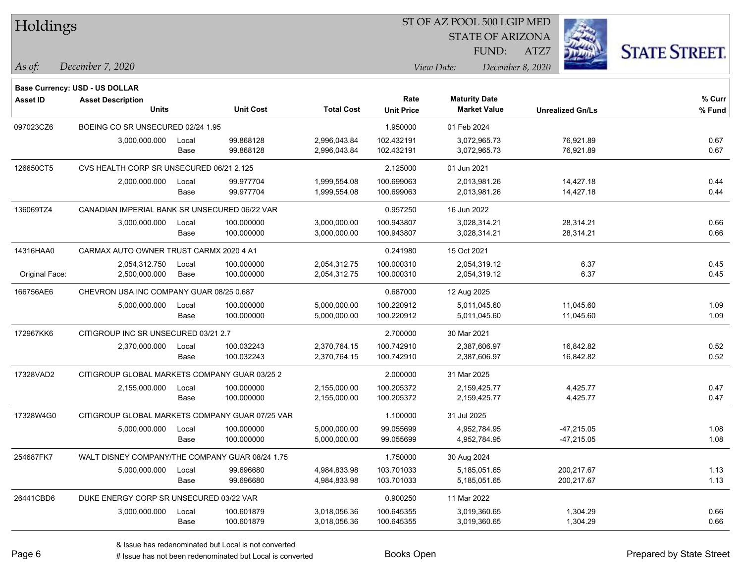# Holdings

ST OF AZ POOL 500 LGIP MED
STATE OF ARIZONA
FUND: ATZ7

*As of:* *December 7, 2020*

*View Date:* *December 8, 2020*

**Base Currency: USD - US DOLLAR**

| Asset ID | Asset Description / Units | | Unit Cost | Total Cost | Rate / Unit Price | Maturity Date / Market Value | Unrealized Gn/Ls | % Curr / % Fund |
|---|---|---|---|---|---|---|---|---|
| 097023CZ6 | BOEING CO SR UNSECURED 02/24 1.95 | | | | 1.950000 | 01 Feb 2024 | | |
| | 3,000,000.000 | Local | 99.868128 | 2,996,043.84 | 102.432191 | 3,072,965.73 | 76,921.89 | 0.67 |
| | | Base | 99.868128 | 2,996,043.84 | 102.432191 | 3,072,965.73 | 76,921.89 | 0.67 |
| 126650CT5 | CVS HEALTH CORP SR UNSECURED 06/21 2.125 | | | | 2.125000 | 01 Jun 2021 | | |
| | 2,000,000.000 | Local | 99.977704 | 1,999,554.08 | 100.699063 | 2,013,981.26 | 14,427.18 | 0.44 |
| | | Base | 99.977704 | 1,999,554.08 | 100.699063 | 2,013,981.26 | 14,427.18 | 0.44 |
| 136069TZ4 | CANADIAN IMPERIAL BANK SR UNSECURED 06/22 VAR | | | | 0.957250 | 16 Jun 2022 | | |
| | 3,000,000.000 | Local | 100.000000 | 3,000,000.00 | 100.943807 | 3,028,314.21 | 28,314.21 | 0.66 |
| | | Base | 100.000000 | 3,000,000.00 | 100.943807 | 3,028,314.21 | 28,314.21 | 0.66 |
| 14316HAA0 | CARMAX AUTO OWNER TRUST CARMX 2020 4 A1 | | | | 0.241980 | 15 Oct 2021 | | |
| | 2,054,312.750 | Local | 100.000000 | 2,054,312.75 | 100.000310 | 2,054,319.12 | 6.37 | 0.45 |
| Original Face: | 2,500,000.000 | Base | 100.000000 | 2,054,312.75 | 100.000310 | 2,054,319.12 | 6.37 | 0.45 |
| 166756AE6 | CHEVRON USA INC COMPANY GUAR 08/25 0.687 | | | | 0.687000 | 12 Aug 2025 | | |
| | 5,000,000.000 | Local | 100.000000 | 5,000,000.00 | 100.220912 | 5,011,045.60 | 11,045.60 | 1.09 |
| | | Base | 100.000000 | 5,000,000.00 | 100.220912 | 5,011,045.60 | 11,045.60 | 1.09 |
| 172967KK6 | CITIGROUP INC SR UNSECURED 03/21 2.7 | | | | 2.700000 | 30 Mar 2021 | | |
| | 2,370,000.000 | Local | 100.032243 | 2,370,764.15 | 100.742910 | 2,387,606.97 | 16,842.82 | 0.52 |
| | | Base | 100.032243 | 2,370,764.15 | 100.742910 | 2,387,606.97 | 16,842.82 | 0.52 |
| 17328VAD2 | CITIGROUP GLOBAL MARKETS COMPANY GUAR 03/25 2 | | | | 2.000000 | 31 Mar 2025 | | |
| | 2,155,000.000 | Local | 100.000000 | 2,155,000.00 | 100.205372 | 2,159,425.77 | 4,425.77 | 0.47 |
| | | Base | 100.000000 | 2,155,000.00 | 100.205372 | 2,159,425.77 | 4,425.77 | 0.47 |
| 17328W4G0 | CITIGROUP GLOBAL MARKETS COMPANY GUAR 07/25 VAR | | | | 1.100000 | 31 Jul 2025 | | |
| | 5,000,000.000 | Local | 100.000000 | 5,000,000.00 | 99.055699 | 4,952,784.95 | -47,215.05 | 1.08 |
| | | Base | 100.000000 | 5,000,000.00 | 99.055699 | 4,952,784.95 | -47,215.05 | 1.08 |
| 254687FK7 | WALT DISNEY COMPANY/THE COMPANY GUAR 08/24 1.75 | | | | 1.750000 | 30 Aug 2024 | | |
| | 5,000,000.000 | Local | 99.696680 | 4,984,833.98 | 103.701033 | 5,185,051.65 | 200,217.67 | 1.13 |
| | | Base | 99.696680 | 4,984,833.98 | 103.701033 | 5,185,051.65 | 200,217.67 | 1.13 |
| 26441CBD6 | DUKE ENERGY CORP SR UNSECURED 03/22 VAR | | | | 0.900250 | 11 Mar 2022 | | |
| | 3,000,000.000 | Local | 100.601879 | 3,018,056.36 | 100.645355 | 3,019,360.65 | 1,304.29 | 0.66 |
| | | Base | 100.601879 | 3,018,056.36 | 100.645355 | 3,019,360.65 | 1,304.29 | 0.66 |

& Issue has redenominated but Local is not converted
# Issue has not been redenominated but Local is converted

Books Open

Prepared by State Street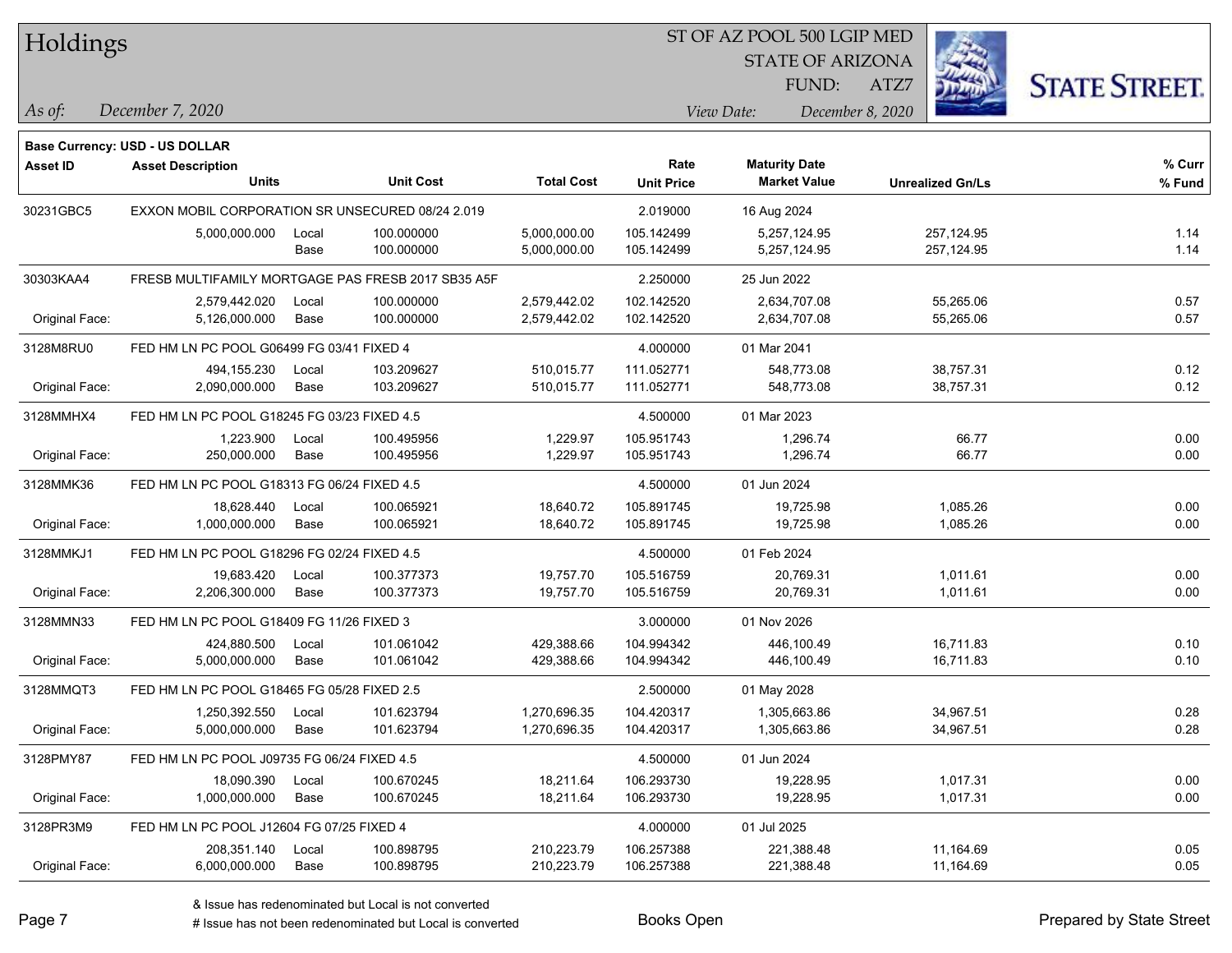**Base Currency: USD - US DOLLAR**

| Asset ID | Asset Description Units | | Unit Cost | Total Cost | Rate Unit Price | Maturity Date Market Value | Unrealized Gn/Ls | % Curr % Fund |
|---|---|---|---|---|---|---|---|---|
| 30231GBC5 | EXXON MOBIL CORPORATION SR UNSECURED 08/24 2.019 | | | | 2.019000 | 16 Aug 2024 | | |
| | 5,000,000.000 | Local | 100.000000 | 5,000,000.00 | 105.142499 | 5,257,124.95 | 257,124.95 | 1.14 |
| | | Base | 100.000000 | 5,000,000.00 | 105.142499 | 5,257,124.95 | 257,124.95 | 1.14 |
| 30303KAA4 | FRESB MULTIFAMILY MORTGAGE PAS FRESB 2017 SB35 A5F | | | | 2.250000 | 25 Jun 2022 | | |
| | 2,579,442.020 | Local | 100.000000 | 2,579,442.02 | 102.142520 | 2,634,707.08 | 55,265.06 | 0.57 |
| Original Face: | 5,126,000.000 | Base | 100.000000 | 2,579,442.02 | 102.142520 | 2,634,707.08 | 55,265.06 | 0.57 |
| 3128M8RU0 | FED HM LN PC POOL G06499 FG 03/41 FIXED 4 | | | | 4.000000 | 01 Mar 2041 | | |
| | 494,155.230 | Local | 103.209627 | 510,015.77 | 111.052771 | 548,773.08 | 38,757.31 | 0.12 |
| Original Face: | 2,090,000.000 | Base | 103.209627 | 510,015.77 | 111.052771 | 548,773.08 | 38,757.31 | 0.12 |
| 3128MMHX4 | FED HM LN PC POOL G18245 FG 03/23 FIXED 4.5 | | | | 4.500000 | 01 Mar 2023 | | |
| | 1,223.900 | Local | 100.495956 | 1,229.97 | 105.951743 | 1,296.74 | 66.77 | 0.00 |
| Original Face: | 250,000.000 | Base | 100.495956 | 1,229.97 | 105.951743 | 1,296.74 | 66.77 | 0.00 |
| 3128MMK36 | FED HM LN PC POOL G18313 FG 06/24 FIXED 4.5 | | | | 4.500000 | 01 Jun 2024 | | |
| | 18,628.440 | Local | 100.065921 | 18,640.72 | 105.891745 | 19,725.98 | 1,085.26 | 0.00 |
| Original Face: | 1,000,000.000 | Base | 100.065921 | 18,640.72 | 105.891745 | 19,725.98 | 1,085.26 | 0.00 |
| 3128MMKJ1 | FED HM LN PC POOL G18296 FG 02/24 FIXED 4.5 | | | | 4.500000 | 01 Feb 2024 | | |
| | 19,683.420 | Local | 100.377373 | 19,757.70 | 105.516759 | 20,769.31 | 1,011.61 | 0.00 |
| Original Face: | 2,206,300.000 | Base | 100.377373 | 19,757.70 | 105.516759 | 20,769.31 | 1,011.61 | 0.00 |
| 3128MMN33 | FED HM LN PC POOL G18409 FG 11/26 FIXED 3 | | | | 3.000000 | 01 Nov 2026 | | |
| | 424,880.500 | Local | 101.061042 | 429,388.66 | 104.994342 | 446,100.49 | 16,711.83 | 0.10 |
| Original Face: | 5,000,000.000 | Base | 101.061042 | 429,388.66 | 104.994342 | 446,100.49 | 16,711.83 | 0.10 |
| 3128MMQT3 | FED HM LN PC POOL G18465 FG 05/28 FIXED 2.5 | | | | 2.500000 | 01 May 2028 | | |
| | 1,250,392.550 | Local | 101.623794 | 1,270,696.35 | 104.420317 | 1,305,663.86 | 34,967.51 | 0.28 |
| Original Face: | 5,000,000.000 | Base | 101.623794 | 1,270,696.35 | 104.420317 | 1,305,663.86 | 34,967.51 | 0.28 |
| 3128PMY87 | FED HM LN PC POOL J09735 FG 06/24 FIXED 4.5 | | | | 4.500000 | 01 Jun 2024 | | |
| | 18,090.390 | Local | 100.670245 | 18,211.64 | 106.293730 | 19,228.95 | 1,017.31 | 0.00 |
| Original Face: | 1,000,000.000 | Base | 100.670245 | 18,211.64 | 106.293730 | 19,228.95 | 1,017.31 | 0.00 |
| 3128PR3M9 | FED HM LN PC POOL J12604 FG 07/25 FIXED 4 | | | | 4.000000 | 01 Jul 2025 | | |
| | 208,351.140 | Local | 100.898795 | 210,223.79 | 106.257388 | 221,388.48 | 11,164.69 | 0.05 |
| Original Face: | 6,000,000.000 | Base | 100.898795 | 210,223.79 | 106.257388 | 221,388.48 | 11,164.69 | 0.05 |

& Issue has redenominated but Local is not converted

# Issue has not been redenominated but Local is converted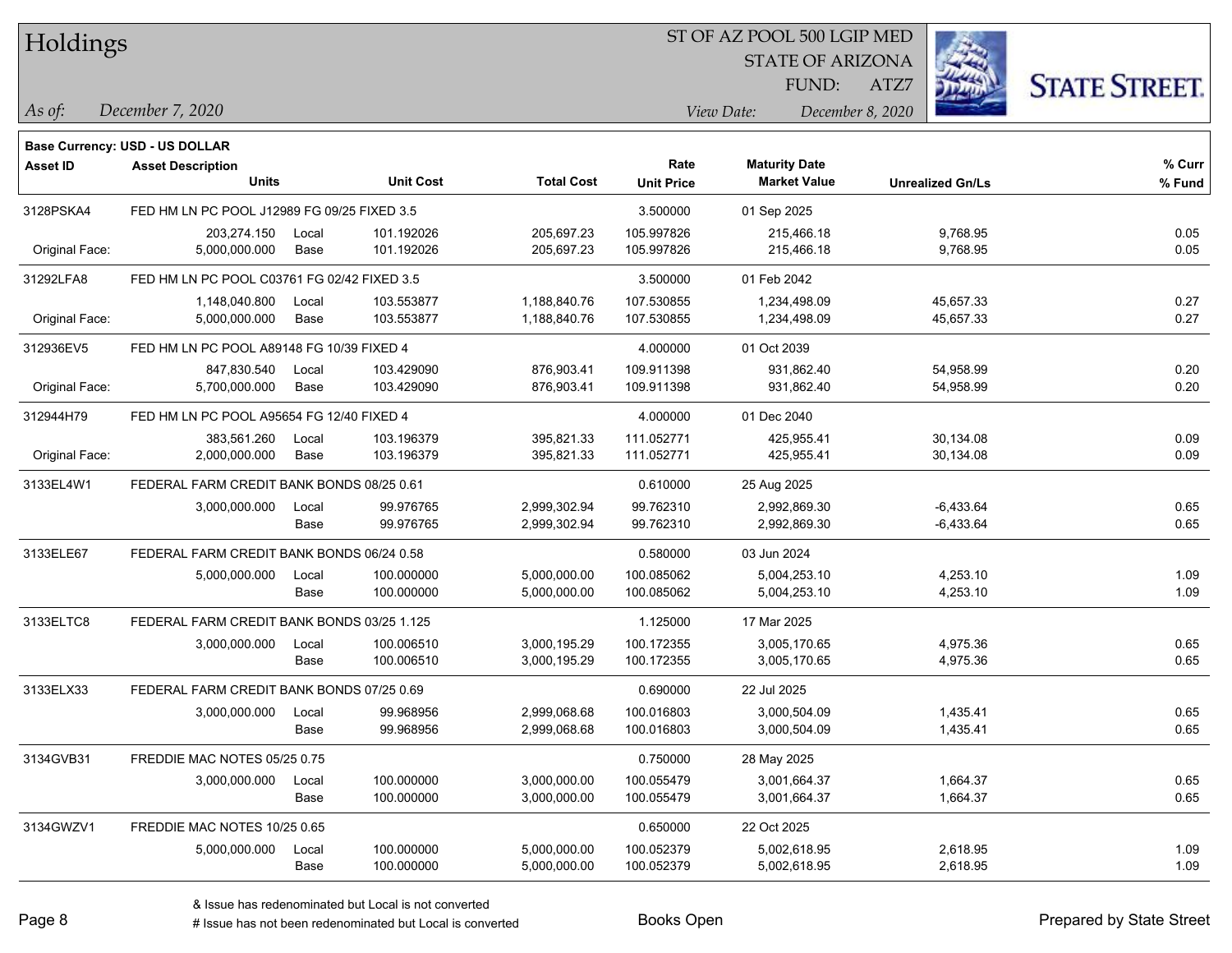## Holdings

ST OF AZ POOL 500 LGIP MED
STATE OF ARIZONA
FUND: ATZ7

*As of:* December 7, 2020 *View Date:* December 8, 2020

**Base Currency: USD - US DOLLAR**

| Asset ID | Asset Description / Units | | Unit Cost | Total Cost | Rate / Unit Price | Maturity Date / Market Value | Unrealized Gn/Ls | % Curr / % Fund |
|---|---|---|---|---|---|---|---|---|
| 3128PSKA4 | FED HM LN PC POOL J12989 FG 09/25 FIXED 3.5 | | | | 3.500000 | 01 Sep 2025 | | |
| | 203,274.150 | Local | 101.192026 | 205,697.23 | 105.997826 | 215,466.18 | 9,768.95 | 0.05 |
| Original Face: | 5,000,000.000 | Base | 101.192026 | 205,697.23 | 105.997826 | 215,466.18 | 9,768.95 | 0.05 |
| 31292LFA8 | FED HM LN PC POOL C03761 FG 02/42 FIXED 3.5 | | | | 3.500000 | 01 Feb 2042 | | |
| | 1,148,040.800 | Local | 103.553877 | 1,188,840.76 | 107.530855 | 1,234,498.09 | 45,657.33 | 0.27 |
| Original Face: | 5,000,000.000 | Base | 103.553877 | 1,188,840.76 | 107.530855 | 1,234,498.09 | 45,657.33 | 0.27 |
| 312936EV5 | FED HM LN PC POOL A89148 FG 10/39 FIXED 4 | | | | 4.000000 | 01 Oct 2039 | | |
| | 847,830.540 | Local | 103.429090 | 876,903.41 | 109.911398 | 931,862.40 | 54,958.99 | 0.20 |
| Original Face: | 5,700,000.000 | Base | 103.429090 | 876,903.41 | 109.911398 | 931,862.40 | 54,958.99 | 0.20 |
| 312944H79 | FED HM LN PC POOL A95654 FG 12/40 FIXED 4 | | | | 4.000000 | 01 Dec 2040 | | |
| | 383,561.260 | Local | 103.196379 | 395,821.33 | 111.052771 | 425,955.41 | 30,134.08 | 0.09 |
| Original Face: | 2,000,000.000 | Base | 103.196379 | 395,821.33 | 111.052771 | 425,955.41 | 30,134.08 | 0.09 |
| 3133EL4W1 | FEDERAL FARM CREDIT BANK BONDS 08/25 0.61 | | | | 0.610000 | 25 Aug 2025 | | |
| | 3,000,000.000 | Local | 99.976765 | 2,999,302.94 | 99.762310 | 2,992,869.30 | -6,433.64 | 0.65 |
| | | Base | 99.976765 | 2,999,302.94 | 99.762310 | 2,992,869.30 | -6,433.64 | 0.65 |
| 3133ELE67 | FEDERAL FARM CREDIT BANK BONDS 06/24 0.58 | | | | 0.580000 | 03 Jun 2024 | | |
| | 5,000,000.000 | Local | 100.000000 | 5,000,000.00 | 100.085062 | 5,004,253.10 | 4,253.10 | 1.09 |
| | | Base | 100.000000 | 5,000,000.00 | 100.085062 | 5,004,253.10 | 4,253.10 | 1.09 |
| 3133ELTC8 | FEDERAL FARM CREDIT BANK BONDS 03/25 1.125 | | | | 1.125000 | 17 Mar 2025 | | |
| | 3,000,000.000 | Local | 100.006510 | 3,000,195.29 | 100.172355 | 3,005,170.65 | 4,975.36 | 0.65 |
| | | Base | 100.006510 | 3,000,195.29 | 100.172355 | 3,005,170.65 | 4,975.36 | 0.65 |
| 3133ELX33 | FEDERAL FARM CREDIT BANK BONDS 07/25 0.69 | | | | 0.690000 | 22 Jul 2025 | | |
| | 3,000,000.000 | Local | 99.968956 | 2,999,068.68 | 100.016803 | 3,000,504.09 | 1,435.41 | 0.65 |
| | | Base | 99.968956 | 2,999,068.68 | 100.016803 | 3,000,504.09 | 1,435.41 | 0.65 |
| 3134GVB31 | FREDDIE MAC NOTES 05/25 0.75 | | | | 0.750000 | 28 May 2025 | | |
| | 3,000,000.000 | Local | 100.000000 | 3,000,000.00 | 100.055479 | 3,001,664.37 | 1,664.37 | 0.65 |
| | | Base | 100.000000 | 3,000,000.00 | 100.055479 | 3,001,664.37 | 1,664.37 | 0.65 |
| 3134GWZV1 | FREDDIE MAC NOTES 10/25 0.65 | | | | 0.650000 | 22 Oct 2025 | | |
| | 5,000,000.000 | Local | 100.000000 | 5,000,000.00 | 100.052379 | 5,002,618.95 | 2,618.95 | 1.09 |
| | | Base | 100.000000 | 5,000,000.00 | 100.052379 | 5,002,618.95 | 2,618.95 | 1.09 |

& Issue has redenominated but Local is not converted
# Issue has not been redenominated but Local is converted

Books Open

Prepared by State Street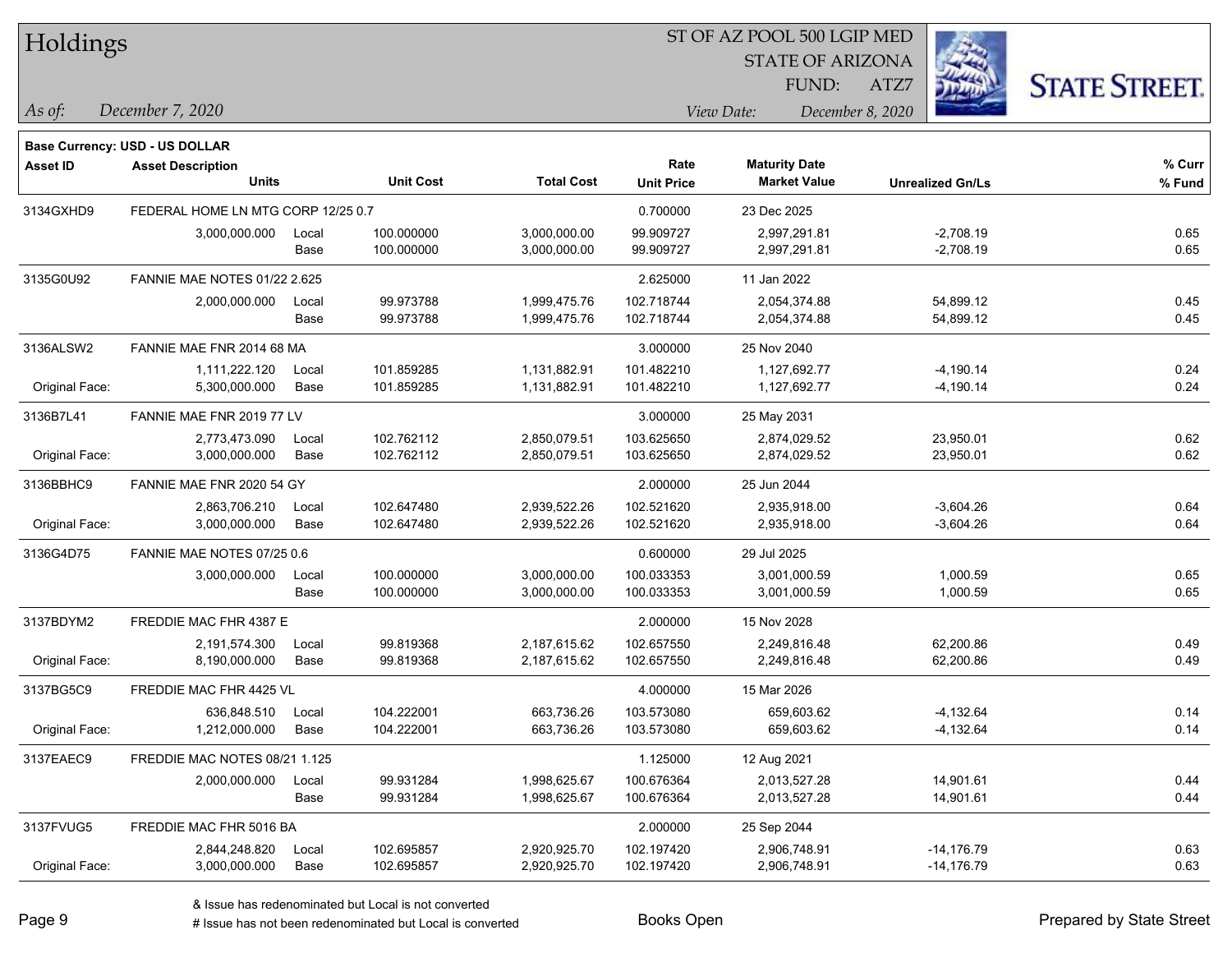# Holdings

ST OF AZ POOL 500 LGIP MED
STATE OF ARIZONA
FUND: ATZ7

*As of:* December 7, 2020
*View Date:* December 8, 2020

**Base Currency: USD - US DOLLAR**

| Asset ID | Asset Description / Units | | Unit Cost | Total Cost | Rate / Unit Price | Maturity Date / Market Value | Unrealized Gn/Ls | % Curr / % Fund |
|---|---|---|---|---|---|---|---|---|
| 3134GXHD9 | FEDERAL HOME LN MTG CORP 12/25 0.7 | | | | 0.700000 | 23 Dec 2025 | | |
| | 3,000,000.000 | Local | 100.000000 | 3,000,000.00 | 99.909727 | 2,997,291.81 | -2,708.19 | 0.65 |
| | | Base | 100.000000 | 3,000,000.00 | 99.909727 | 2,997,291.81 | -2,708.19 | 0.65 |
| 3135G0U92 | FANNIE MAE NOTES 01/22 2.625 | | | | 2.625000 | 11 Jan 2022 | | |
| | 2,000,000.000 | Local | 99.973788 | 1,999,475.76 | 102.718744 | 2,054,374.88 | 54,899.12 | 0.45 |
| | | Base | 99.973788 | 1,999,475.76 | 102.718744 | 2,054,374.88 | 54,899.12 | 0.45 |
| 3136ALSW2 | FANNIE MAE FNR 2014 68 MA | | | | 3.000000 | 25 Nov 2040 | | |
| | 1,111,222.120 | Local | 101.859285 | 1,131,882.91 | 101.482210 | 1,127,692.77 | -4,190.14 | 0.24 |
| Original Face: | 5,300,000.000 | Base | 101.859285 | 1,131,882.91 | 101.482210 | 1,127,692.77 | -4,190.14 | 0.24 |
| 3136B7L41 | FANNIE MAE FNR 2019 77 LV | | | | 3.000000 | 25 May 2031 | | |
| | 2,773,473.090 | Local | 102.762112 | 2,850,079.51 | 103.625650 | 2,874,029.52 | 23,950.01 | 0.62 |
| Original Face: | 3,000,000.000 | Base | 102.762112 | 2,850,079.51 | 103.625650 | 2,874,029.52 | 23,950.01 | 0.62 |
| 3136BBHC9 | FANNIE MAE FNR 2020 54 GY | | | | 2.000000 | 25 Jun 2044 | | |
| | 2,863,706.210 | Local | 102.647480 | 2,939,522.26 | 102.521620 | 2,935,918.00 | -3,604.26 | 0.64 |
| Original Face: | 3,000,000.000 | Base | 102.647480 | 2,939,522.26 | 102.521620 | 2,935,918.00 | -3,604.26 | 0.64 |
| 3136G4D75 | FANNIE MAE NOTES 07/25 0.6 | | | | 0.600000 | 29 Jul 2025 | | |
| | 3,000,000.000 | Local | 100.000000 | 3,000,000.00 | 100.033353 | 3,001,000.59 | 1,000.59 | 0.65 |
| | | Base | 100.000000 | 3,000,000.00 | 100.033353 | 3,001,000.59 | 1,000.59 | 0.65 |
| 3137BDYM2 | FREDDIE MAC FHR 4387 E | | | | 2.000000 | 15 Nov 2028 | | |
| | 2,191,574.300 | Local | 99.819368 | 2,187,615.62 | 102.657550 | 2,249,816.48 | 62,200.86 | 0.49 |
| Original Face: | 8,190,000.000 | Base | 99.819368 | 2,187,615.62 | 102.657550 | 2,249,816.48 | 62,200.86 | 0.49 |
| 3137BG5C9 | FREDDIE MAC FHR 4425 VL | | | | 4.000000 | 15 Mar 2026 | | |
| | 636,848.510 | Local | 104.222001 | 663,736.26 | 103.573080 | 659,603.62 | -4,132.64 | 0.14 |
| Original Face: | 1,212,000.000 | Base | 104.222001 | 663,736.26 | 103.573080 | 659,603.62 | -4,132.64 | 0.14 |
| 3137EAEC9 | FREDDIE MAC NOTES 08/21 1.125 | | | | 1.125000 | 12 Aug 2021 | | |
| | 2,000,000.000 | Local | 99.931284 | 1,998,625.67 | 100.676364 | 2,013,527.28 | 14,901.61 | 0.44 |
| | | Base | 99.931284 | 1,998,625.67 | 100.676364 | 2,013,527.28 | 14,901.61 | 0.44 |
| 3137FVUG5 | FREDDIE MAC FHR 5016 BA | | | | 2.000000 | 25 Sep 2044 | | |
| | 2,844,248.820 | Local | 102.695857 | 2,920,925.70 | 102.197420 | 2,906,748.91 | -14,176.79 | 0.63 |
| Original Face: | 3,000,000.000 | Base | 102.695857 | 2,920,925.70 | 102.197420 | 2,906,748.91 | -14,176.79 | 0.63 |

& Issue has redenominated but Local is not converted
# Issue has not been redenominated but Local is converted

Books Open

Prepared by State Street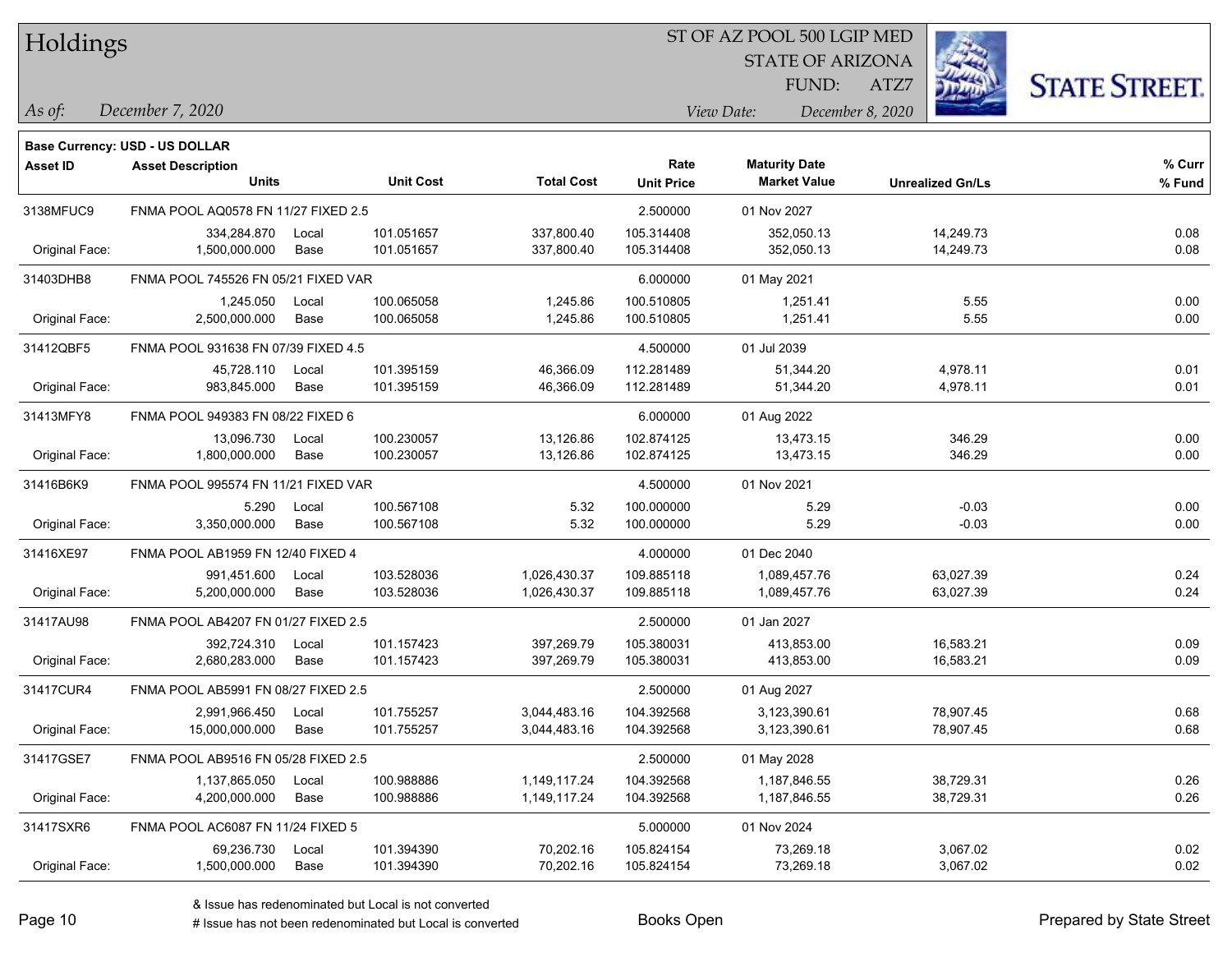# Holdings

ST OF AZ POOL 500 LGIP MED
STATE OF ARIZONA
FUND: ATZ7

*As of:* *December 7, 2020*

*View Date:* *December 8, 2020*

**Base Currency: USD - US DOLLAR**

| Asset ID | Asset Description / Units | | Unit Cost | Total Cost | Rate / Unit Price | Maturity Date / Market Value | Unrealized Gn/Ls | % Curr / % Fund |
|---|---|---|---|---|---|---|---|---|
| 3138MFUC9 | FNMA POOL AQ0578 FN 11/27 FIXED 2.5 | | | | 2.500000 | 01 Nov 2027 | | |
| | 334,284.870 | Local | 101.051657 | 337,800.40 | 105.314408 | 352,050.13 | 14,249.73 | 0.08 |
| Original Face: | 1,500,000.000 | Base | 101.051657 | 337,800.40 | 105.314408 | 352,050.13 | 14,249.73 | 0.08 |
| 31403DHB8 | FNMA POOL 745526 FN 05/21 FIXED VAR | | | | 6.000000 | 01 May 2021 | | |
| | 1,245.050 | Local | 100.065058 | 1,245.86 | 100.510805 | 1,251.41 | 5.55 | 0.00 |
| Original Face: | 2,500,000.000 | Base | 100.065058 | 1,245.86 | 100.510805 | 1,251.41 | 5.55 | 0.00 |
| 31412QBF5 | FNMA POOL 931638 FN 07/39 FIXED 4.5 | | | | 4.500000 | 01 Jul 2039 | | |
| | 45,728.110 | Local | 101.395159 | 46,366.09 | 112.281489 | 51,344.20 | 4,978.11 | 0.01 |
| Original Face: | 983,845.000 | Base | 101.395159 | 46,366.09 | 112.281489 | 51,344.20 | 4,978.11 | 0.01 |
| 31413MFY8 | FNMA POOL 949383 FN 08/22 FIXED 6 | | | | 6.000000 | 01 Aug 2022 | | |
| | 13,096.730 | Local | 100.230057 | 13,126.86 | 102.874125 | 13,473.15 | 346.29 | 0.00 |
| Original Face: | 1,800,000.000 | Base | 100.230057 | 13,126.86 | 102.874125 | 13,473.15 | 346.29 | 0.00 |
| 31416B6K9 | FNMA POOL 995574 FN 11/21 FIXED VAR | | | | 4.500000 | 01 Nov 2021 | | |
| | 5.290 | Local | 100.567108 | 5.32 | 100.000000 | 5.29 | -0.03 | 0.00 |
| Original Face: | 3,350,000.000 | Base | 100.567108 | 5.32 | 100.000000 | 5.29 | -0.03 | 0.00 |
| 31416XE97 | FNMA POOL AB1959 FN 12/40 FIXED 4 | | | | 4.000000 | 01 Dec 2040 | | |
| | 991,451.600 | Local | 103.528036 | 1,026,430.37 | 109.885118 | 1,089,457.76 | 63,027.39 | 0.24 |
| Original Face: | 5,200,000.000 | Base | 103.528036 | 1,026,430.37 | 109.885118 | 1,089,457.76 | 63,027.39 | 0.24 |
| 31417AU98 | FNMA POOL AB4207 FN 01/27 FIXED 2.5 | | | | 2.500000 | 01 Jan 2027 | | |
| | 392,724.310 | Local | 101.157423 | 397,269.79 | 105.380031 | 413,853.00 | 16,583.21 | 0.09 |
| Original Face: | 2,680,283.000 | Base | 101.157423 | 397,269.79 | 105.380031 | 413,853.00 | 16,583.21 | 0.09 |
| 31417CUR4 | FNMA POOL AB5991 FN 08/27 FIXED 2.5 | | | | 2.500000 | 01 Aug 2027 | | |
| | 2,991,966.450 | Local | 101.755257 | 3,044,483.16 | 104.392568 | 3,123,390.61 | 78,907.45 | 0.68 |
| Original Face: | 15,000,000.000 | Base | 101.755257 | 3,044,483.16 | 104.392568 | 3,123,390.61 | 78,907.45 | 0.68 |
| 31417GSE7 | FNMA POOL AB9516 FN 05/28 FIXED 2.5 | | | | 2.500000 | 01 May 2028 | | |
| | 1,137,865.050 | Local | 100.988886 | 1,149,117.24 | 104.392568 | 1,187,846.55 | 38,729.31 | 0.26 |
| Original Face: | 4,200,000.000 | Base | 100.988886 | 1,149,117.24 | 104.392568 | 1,187,846.55 | 38,729.31 | 0.26 |
| 31417SXR6 | FNMA POOL AC6087 FN 11/24 FIXED 5 | | | | 5.000000 | 01 Nov 2024 | | |
| | 69,236.730 | Local | 101.394390 | 70,202.16 | 105.824154 | 73,269.18 | 3,067.02 | 0.02 |
| Original Face: | 1,500,000.000 | Base | 101.394390 | 70,202.16 | 105.824154 | 73,269.18 | 3,067.02 | 0.02 |

& Issue has redenominated but Local is not converted
# Issue has not been redenominated but Local is converted

Books Open

Prepared by State Street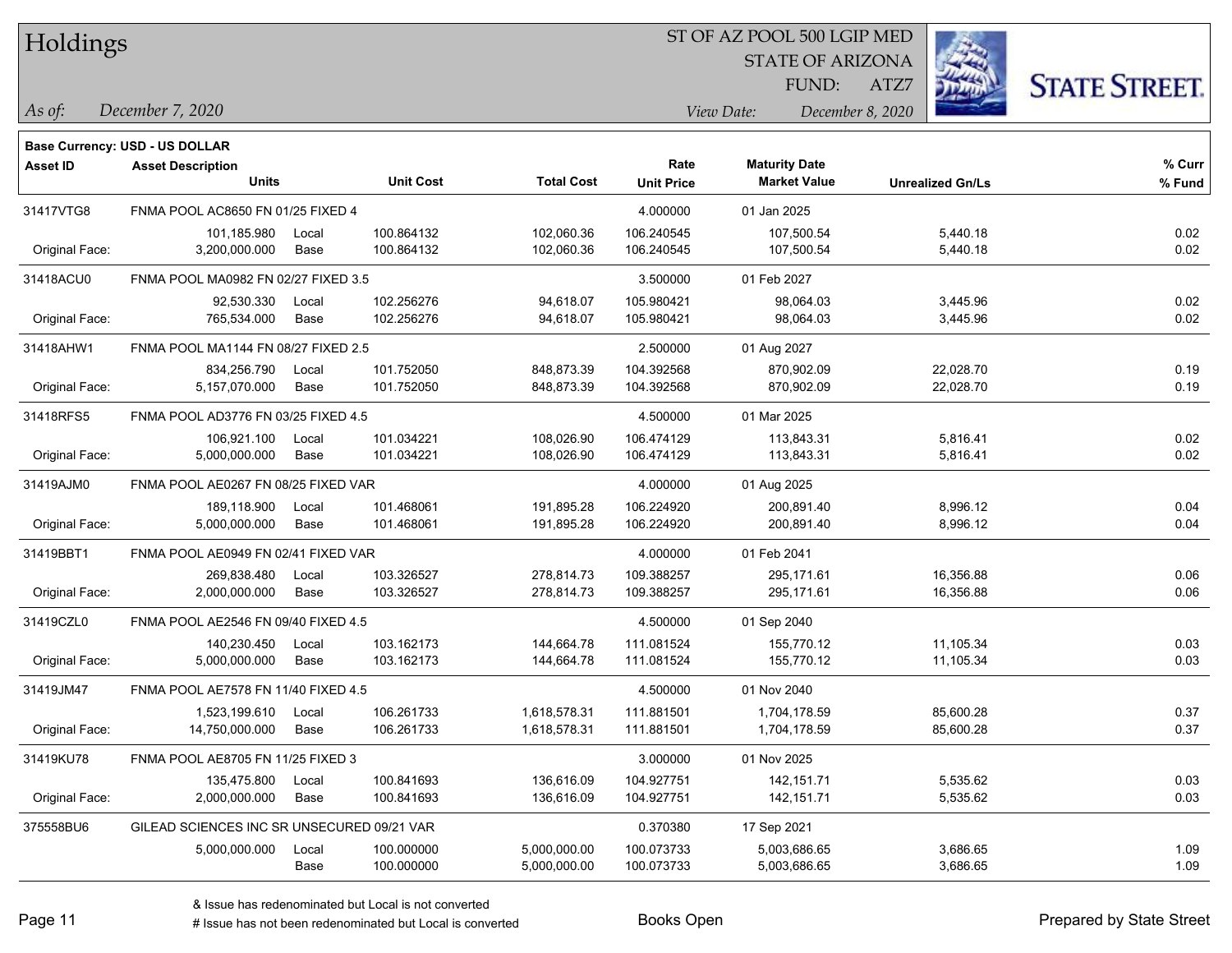# Holdings

ST OF AZ POOL 500 LGIP MED
STATE OF ARIZONA
FUND: ATZ7

*As of:* *December 7, 2020*

*View Date:* *December 8, 2020*

**Base Currency: USD - US DOLLAR**

| Asset ID | Asset Description / Units | | Unit Cost | Total Cost | Rate / Unit Price | Maturity Date / Market Value | Unrealized Gn/Ls | % Curr / % Fund |
|---|---|---|---|---|---|---|---|---|
| 31417VTG8 | FNMA POOL AC8650 FN 01/25 FIXED 4 | | | | 4.000000 | 01 Jan 2025 | | |
| | 101,185.980 | Local | 100.864132 | 102,060.36 | 106.240545 | 107,500.54 | 5,440.18 | 0.02 |
| Original Face: | 3,200,000.000 | Base | 100.864132 | 102,060.36 | 106.240545 | 107,500.54 | 5,440.18 | 0.02 |
| 31418ACU0 | FNMA POOL MA0982 FN 02/27 FIXED 3.5 | | | | 3.500000 | 01 Feb 2027 | | |
| | 92,530.330 | Local | 102.256276 | 94,618.07 | 105.980421 | 98,064.03 | 3,445.96 | 0.02 |
| Original Face: | 765,534.000 | Base | 102.256276 | 94,618.07 | 105.980421 | 98,064.03 | 3,445.96 | 0.02 |
| 31418AHW1 | FNMA POOL MA1144 FN 08/27 FIXED 2.5 | | | | 2.500000 | 01 Aug 2027 | | |
| | 834,256.790 | Local | 101.752050 | 848,873.39 | 104.392568 | 870,902.09 | 22,028.70 | 0.19 |
| Original Face: | 5,157,070.000 | Base | 101.752050 | 848,873.39 | 104.392568 | 870,902.09 | 22,028.70 | 0.19 |
| 31418RFS5 | FNMA POOL AD3776 FN 03/25 FIXED 4.5 | | | | 4.500000 | 01 Mar 2025 | | |
| | 106,921.100 | Local | 101.034221 | 108,026.90 | 106.474129 | 113,843.31 | 5,816.41 | 0.02 |
| Original Face: | 5,000,000.000 | Base | 101.034221 | 108,026.90 | 106.474129 | 113,843.31 | 5,816.41 | 0.02 |
| 31419AJM0 | FNMA POOL AE0267 FN 08/25 FIXED VAR | | | | 4.000000 | 01 Aug 2025 | | |
| | 189,118.900 | Local | 101.468061 | 191,895.28 | 106.224920 | 200,891.40 | 8,996.12 | 0.04 |
| Original Face: | 5,000,000.000 | Base | 101.468061 | 191,895.28 | 106.224920 | 200,891.40 | 8,996.12 | 0.04 |
| 31419BBT1 | FNMA POOL AE0949 FN 02/41 FIXED VAR | | | | 4.000000 | 01 Feb 2041 | | |
| | 269,838.480 | Local | 103.326527 | 278,814.73 | 109.388257 | 295,171.61 | 16,356.88 | 0.06 |
| Original Face: | 2,000,000.000 | Base | 103.326527 | 278,814.73 | 109.388257 | 295,171.61 | 16,356.88 | 0.06 |
| 31419CZL0 | FNMA POOL AE2546 FN 09/40 FIXED 4.5 | | | | 4.500000 | 01 Sep 2040 | | |
| | 140,230.450 | Local | 103.162173 | 144,664.78 | 111.081524 | 155,770.12 | 11,105.34 | 0.03 |
| Original Face: | 5,000,000.000 | Base | 103.162173 | 144,664.78 | 111.081524 | 155,770.12 | 11,105.34 | 0.03 |
| 31419JM47 | FNMA POOL AE7578 FN 11/40 FIXED 4.5 | | | | 4.500000 | 01 Nov 2040 | | |
| | 1,523,199.610 | Local | 106.261733 | 1,618,578.31 | 111.881501 | 1,704,178.59 | 85,600.28 | 0.37 |
| Original Face: | 14,750,000.000 | Base | 106.261733 | 1,618,578.31 | 111.881501 | 1,704,178.59 | 85,600.28 | 0.37 |
| 31419KU78 | FNMA POOL AE8705 FN 11/25 FIXED 3 | | | | 3.000000 | 01 Nov 2025 | | |
| | 135,475.800 | Local | 100.841693 | 136,616.09 | 104.927751 | 142,151.71 | 5,535.62 | 0.03 |
| Original Face: | 2,000,000.000 | Base | 100.841693 | 136,616.09 | 104.927751 | 142,151.71 | 5,535.62 | 0.03 |
| 375558BU6 | GILEAD SCIENCES INC SR UNSECURED 09/21 VAR | | | | 0.370380 | 17 Sep 2021 | | |
| | 5,000,000.000 | Local | 100.000000 | 5,000,000.00 | 100.073733 | 5,003,686.65 | 3,686.65 | 1.09 |
| | | Base | 100.000000 | 5,000,000.00 | 100.073733 | 5,003,686.65 | 3,686.65 | 1.09 |

& Issue has redenominated but Local is not converted
# Issue has not been redenominated but Local is converted

Books Open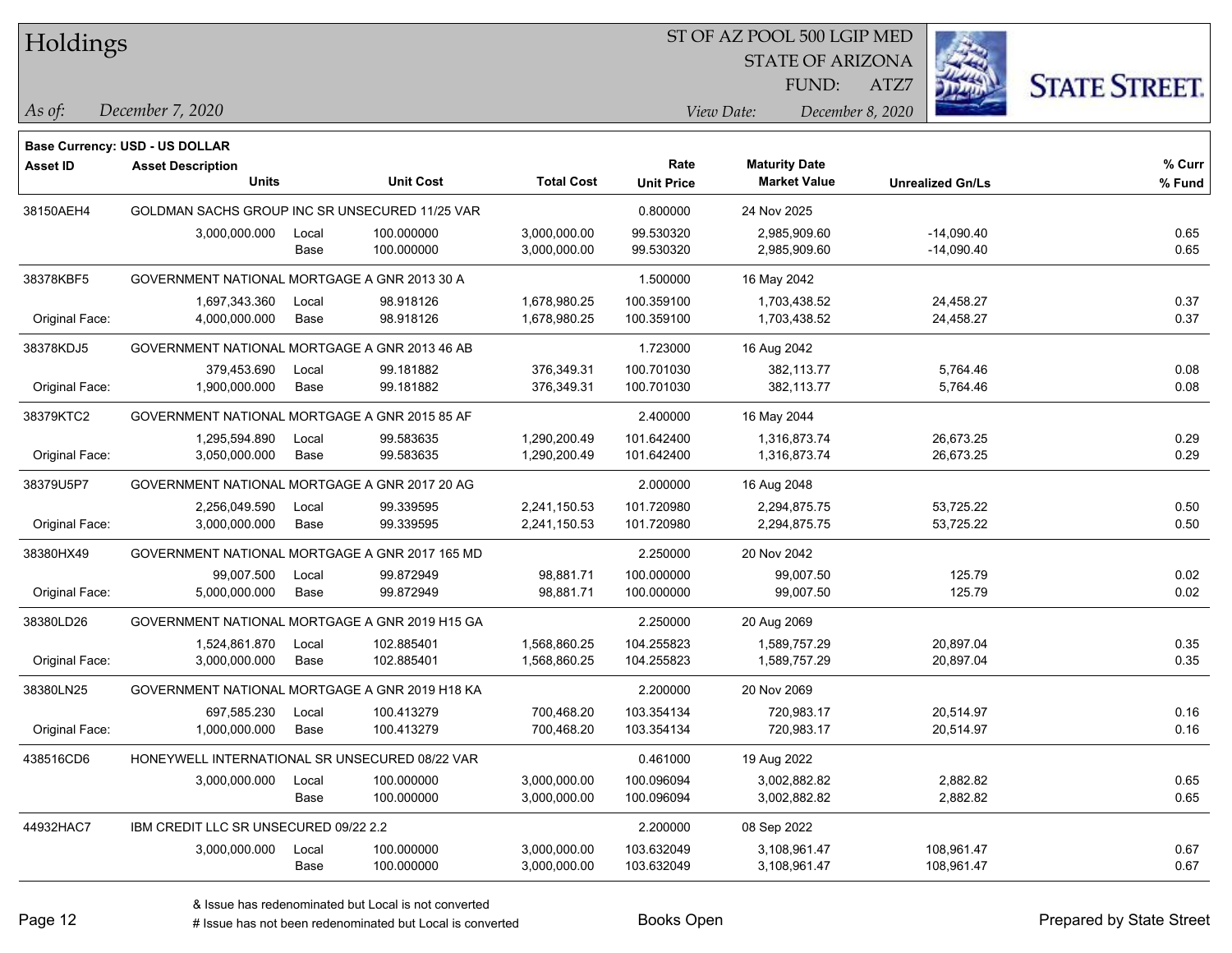# Holdings

ST OF AZ POOL 500 LGIP MED
STATE OF ARIZONA
FUND: ATZ7

*As of:* December 7, 2020

*View Date:* December 8, 2020

**Base Currency: USD - US DOLLAR**

| Asset ID | Asset Description / Units | | Unit Cost | Total Cost | Rate / Unit Price | Maturity Date / Market Value | Unrealized Gn/Ls | % Curr / % Fund |
|---|---|---|---|---|---|---|---|---|
| 38150AEH4 | GOLDMAN SACHS GROUP INC SR UNSECURED 11/25 VAR | | | | 0.800000 | 24 Nov 2025 | | |
| | 3,000,000.000 | Local | 100.000000 | 3,000,000.00 | 99.530320 | 2,985,909.60 | -14,090.40 | 0.65 |
| | | Base | 100.000000 | 3,000,000.00 | 99.530320 | 2,985,909.60 | -14,090.40 | 0.65 |
| 38378KBF5 | GOVERNMENT NATIONAL MORTGAGE A GNR 2013 30 A | | | | 1.500000 | 16 May 2042 | | |
| | 1,697,343.360 | Local | 98.918126 | 1,678,980.25 | 100.359100 | 1,703,438.52 | 24,458.27 | 0.37 |
| Original Face: | 4,000,000.000 | Base | 98.918126 | 1,678,980.25 | 100.359100 | 1,703,438.52 | 24,458.27 | 0.37 |
| 38378KDJ5 | GOVERNMENT NATIONAL MORTGAGE A GNR 2013 46 AB | | | | 1.723000 | 16 Aug 2042 | | |
| | 379,453.690 | Local | 99.181882 | 376,349.31 | 100.701030 | 382,113.77 | 5,764.46 | 0.08 |
| Original Face: | 1,900,000.000 | Base | 99.181882 | 376,349.31 | 100.701030 | 382,113.77 | 5,764.46 | 0.08 |
| 38379KTC2 | GOVERNMENT NATIONAL MORTGAGE A GNR 2015 85 AF | | | | 2.400000 | 16 May 2044 | | |
| | 1,295,594.890 | Local | 99.583635 | 1,290,200.49 | 101.642400 | 1,316,873.74 | 26,673.25 | 0.29 |
| Original Face: | 3,050,000.000 | Base | 99.583635 | 1,290,200.49 | 101.642400 | 1,316,873.74 | 26,673.25 | 0.29 |
| 38379U5P7 | GOVERNMENT NATIONAL MORTGAGE A GNR 2017 20 AG | | | | 2.000000 | 16 Aug 2048 | | |
| | 2,256,049.590 | Local | 99.339595 | 2,241,150.53 | 101.720980 | 2,294,875.75 | 53,725.22 | 0.50 |
| Original Face: | 3,000,000.000 | Base | 99.339595 | 2,241,150.53 | 101.720980 | 2,294,875.75 | 53,725.22 | 0.50 |
| 38380HX49 | GOVERNMENT NATIONAL MORTGAGE A GNR 2017 165 MD | | | | 2.250000 | 20 Nov 2042 | | |
| | 99,007.500 | Local | 99.872949 | 98,881.71 | 100.000000 | 99,007.50 | 125.79 | 0.02 |
| Original Face: | 5,000,000.000 | Base | 99.872949 | 98,881.71 | 100.000000 | 99,007.50 | 125.79 | 0.02 |
| 38380LD26 | GOVERNMENT NATIONAL MORTGAGE A GNR 2019 H15 GA | | | | 2.250000 | 20 Aug 2069 | | |
| | 1,524,861.870 | Local | 102.885401 | 1,568,860.25 | 104.255823 | 1,589,757.29 | 20,897.04 | 0.35 |
| Original Face: | 3,000,000.000 | Base | 102.885401 | 1,568,860.25 | 104.255823 | 1,589,757.29 | 20,897.04 | 0.35 |
| 38380LN25 | GOVERNMENT NATIONAL MORTGAGE A GNR 2019 H18 KA | | | | 2.200000 | 20 Nov 2069 | | |
| | 697,585.230 | Local | 100.413279 | 700,468.20 | 103.354134 | 720,983.17 | 20,514.97 | 0.16 |
| Original Face: | 1,000,000.000 | Base | 100.413279 | 700,468.20 | 103.354134 | 720,983.17 | 20,514.97 | 0.16 |
| 438516CD6 | HONEYWELL INTERNATIONAL SR UNSECURED 08/22 VAR | | | | 0.461000 | 19 Aug 2022 | | |
| | 3,000,000.000 | Local | 100.000000 | 3,000,000.00 | 100.096094 | 3,002,882.82 | 2,882.82 | 0.65 |
| | | Base | 100.000000 | 3,000,000.00 | 100.096094 | 3,002,882.82 | 2,882.82 | 0.65 |
| 44932HAC7 | IBM CREDIT LLC SR UNSECURED 09/22 2.2 | | | | 2.200000 | 08 Sep 2022 | | |
| | 3,000,000.000 | Local | 100.000000 | 3,000,000.00 | 103.632049 | 3,108,961.47 | 108,961.47 | 0.67 |
| | | Base | 100.000000 | 3,000,000.00 | 103.632049 | 3,108,961.47 | 108,961.47 | 0.67 |

& Issue has redenominated but Local is not converted

# Issue has not been redenominated but Local is converted

Books Open

Prepared by State Street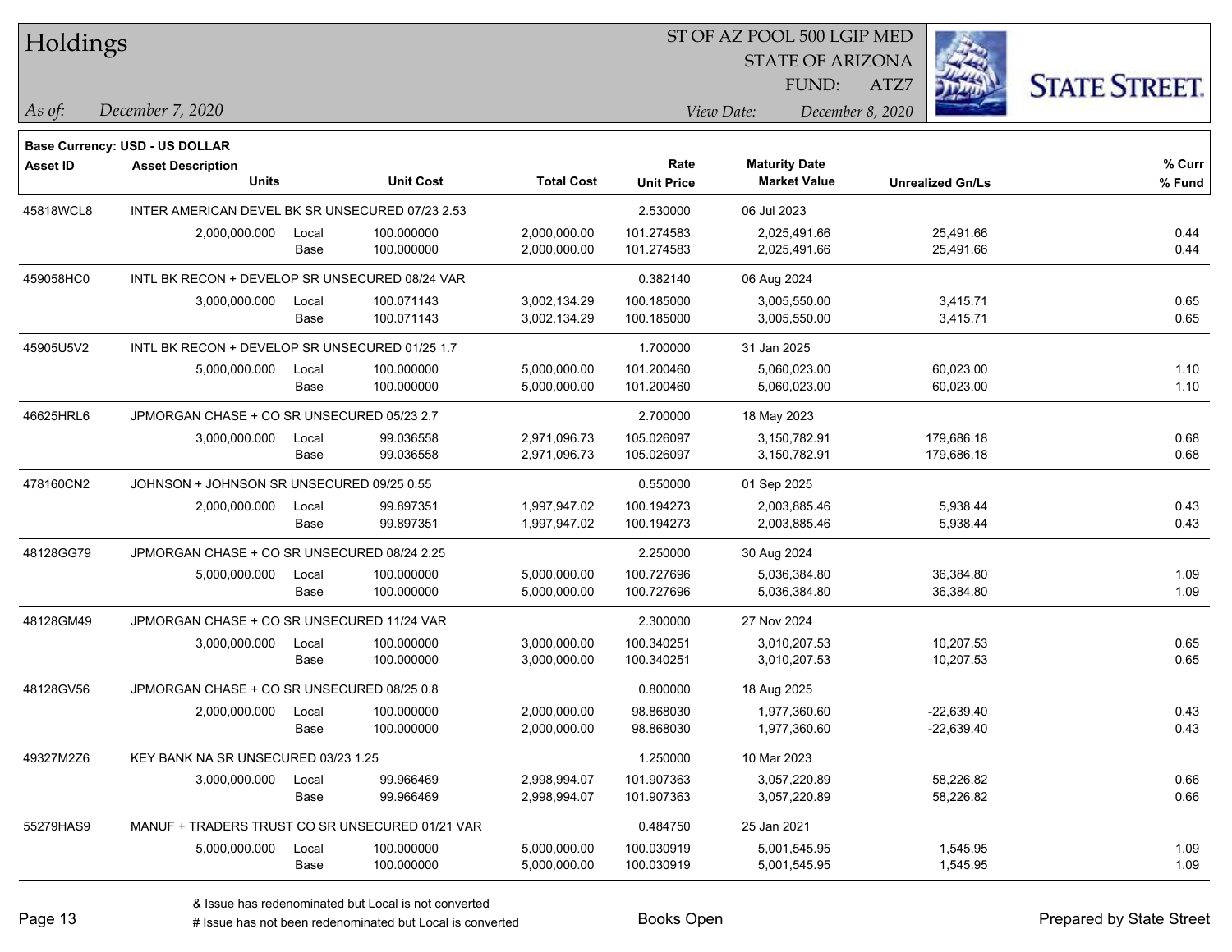# Holdings

ST OF AZ POOL 500 LGIP MED
STATE OF ARIZONA
FUND: ATZ7

*As of:* *December 7, 2020*
*View Date:* *December 8, 2020*

**Base Currency: USD - US DOLLAR**

| Asset ID | Asset Description / Units | | Unit Cost | Total Cost | Rate / Unit Price | Maturity Date / Market Value | Unrealized Gn/Ls | % Curr / % Fund |
|---|---|---|---|---|---|---|---|---|
| 45818WCL8 | INTER AMERICAN DEVEL BK SR UNSECURED 07/23 2.53 | | | | 2.530000 | 06 Jul 2023 | | |
| | 2,000,000.000 | Local | 100.000000 | 2,000,000.00 | 101.274583 | 2,025,491.66 | 25,491.66 | 0.44 |
| | | Base | 100.000000 | 2,000,000.00 | 101.274583 | 2,025,491.66 | 25,491.66 | 0.44 |
| 459058HC0 | INTL BK RECON + DEVELOP SR UNSECURED 08/24 VAR | | | | 0.382140 | 06 Aug 2024 | | |
| | 3,000,000.000 | Local | 100.071143 | 3,002,134.29 | 100.185000 | 3,005,550.00 | 3,415.71 | 0.65 |
| | | Base | 100.071143 | 3,002,134.29 | 100.185000 | 3,005,550.00 | 3,415.71 | 0.65 |
| 45905U5V2 | INTL BK RECON + DEVELOP SR UNSECURED 01/25 1.7 | | | | 1.700000 | 31 Jan 2025 | | |
| | 5,000,000.000 | Local | 100.000000 | 5,000,000.00 | 101.200460 | 5,060,023.00 | 60,023.00 | 1.10 |
| | | Base | 100.000000 | 5,000,000.00 | 101.200460 | 5,060,023.00 | 60,023.00 | 1.10 |
| 46625HRL6 | JPMORGAN CHASE + CO SR UNSECURED 05/23 2.7 | | | | 2.700000 | 18 May 2023 | | |
| | 3,000,000.000 | Local | 99.036558 | 2,971,096.73 | 105.026097 | 3,150,782.91 | 179,686.18 | 0.68 |
| | | Base | 99.036558 | 2,971,096.73 | 105.026097 | 3,150,782.91 | 179,686.18 | 0.68 |
| 478160CN2 | JOHNSON + JOHNSON SR UNSECURED 09/25 0.55 | | | | 0.550000 | 01 Sep 2025 | | |
| | 2,000,000.000 | Local | 99.897351 | 1,997,947.02 | 100.194273 | 2,003,885.46 | 5,938.44 | 0.43 |
| | | Base | 99.897351 | 1,997,947.02 | 100.194273 | 2,003,885.46 | 5,938.44 | 0.43 |
| 48128GG79 | JPMORGAN CHASE + CO SR UNSECURED 08/24 2.25 | | | | 2.250000 | 30 Aug 2024 | | |
| | 5,000,000.000 | Local | 100.000000 | 5,000,000.00 | 100.727696 | 5,036,384.80 | 36,384.80 | 1.09 |
| | | Base | 100.000000 | 5,000,000.00 | 100.727696 | 5,036,384.80 | 36,384.80 | 1.09 |
| 48128GM49 | JPMORGAN CHASE + CO SR UNSECURED 11/24 VAR | | | | 2.300000 | 27 Nov 2024 | | |
| | 3,000,000.000 | Local | 100.000000 | 3,000,000.00 | 100.340251 | 3,010,207.53 | 10,207.53 | 0.65 |
| | | Base | 100.000000 | 3,000,000.00 | 100.340251 | 3,010,207.53 | 10,207.53 | 0.65 |
| 48128GV56 | JPMORGAN CHASE + CO SR UNSECURED 08/25 0.8 | | | | 0.800000 | 18 Aug 2025 | | |
| | 2,000,000.000 | Local | 100.000000 | 2,000,000.00 | 98.868030 | 1,977,360.60 | -22,639.40 | 0.43 |
| | | Base | 100.000000 | 2,000,000.00 | 98.868030 | 1,977,360.60 | -22,639.40 | 0.43 |
| 49327M2Z6 | KEY BANK NA SR UNSECURED 03/23 1.25 | | | | 1.250000 | 10 Mar 2023 | | |
| | 3,000,000.000 | Local | 99.966469 | 2,998,994.07 | 101.907363 | 3,057,220.89 | 58,226.82 | 0.66 |
| | | Base | 99.966469 | 2,998,994.07 | 101.907363 | 3,057,220.89 | 58,226.82 | 0.66 |
| 55279HAS9 | MANUF + TRADERS TRUST CO SR UNSECURED 01/21 VAR | | | | 0.484750 | 25 Jan 2021 | | |
| | 5,000,000.000 | Local | 100.000000 | 5,000,000.00 | 100.030919 | 5,001,545.95 | 1,545.95 | 1.09 |
| | | Base | 100.000000 | 5,000,000.00 | 100.030919 | 5,001,545.95 | 1,545.95 | 1.09 |

& Issue has redenominated but Local is not converted
# Issue has not been redenominated but Local is converted

Books Open

Prepared by State Street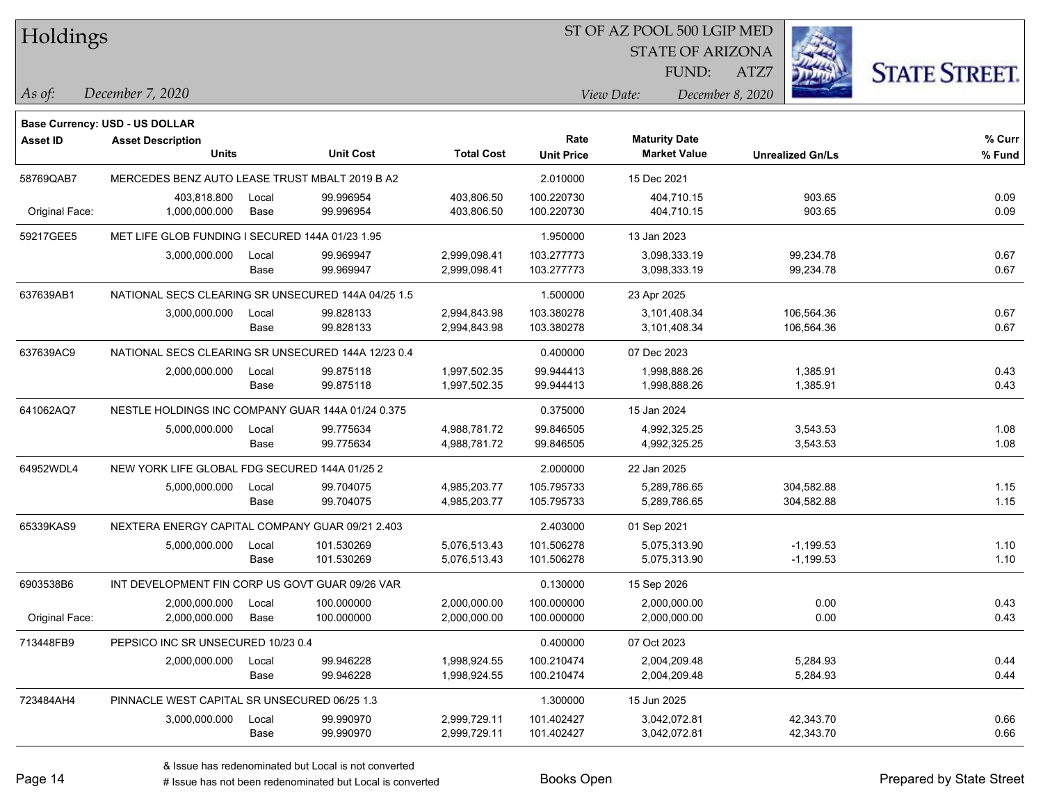# Holdings

ST OF AZ POOL 500 LGIP MED
STATE OF ARIZONA
FUND: ATZ7

*As of:* December 7, 2020

*View Date:* December 8, 2020

**Base Currency: USD - US DOLLAR**

| Asset ID | Asset Description / Units | | Unit Cost | Total Cost | Rate / Unit Price | Maturity Date / Market Value | Unrealized Gn/Ls | % Curr / % Fund |
|---|---|---|---|---|---|---|---|---|
| 58769QAB7 | MERCEDES BENZ AUTO LEASE TRUST MBALT 2019 B A2 | | | | 2.010000 | 15 Dec 2021 | | |
| | 403,818.800 | Local | 99.996954 | 403,806.50 | 100.220730 | 404,710.15 | 903.65 | 0.09 |
| Original Face: | 1,000,000.000 | Base | 99.996954 | 403,806.50 | 100.220730 | 404,710.15 | 903.65 | 0.09 |
| 59217GEE5 | MET LIFE GLOB FUNDING I SECURED 144A 01/23 1.95 | | | | 1.950000 | 13 Jan 2023 | | |
| | 3,000,000.000 | Local | 99.969947 | 2,999,098.41 | 103.277773 | 3,098,333.19 | 99,234.78 | 0.67 |
| | | Base | 99.969947 | 2,999,098.41 | 103.277773 | 3,098,333.19 | 99,234.78 | 0.67 |
| 637639AB1 | NATIONAL SECS CLEARING SR UNSECURED 144A 04/25 1.5 | | | | 1.500000 | 23 Apr 2025 | | |
| | 3,000,000.000 | Local | 99.828133 | 2,994,843.98 | 103.380278 | 3,101,408.34 | 106,564.36 | 0.67 |
| | | Base | 99.828133 | 2,994,843.98 | 103.380278 | 3,101,408.34 | 106,564.36 | 0.67 |
| 637639AC9 | NATIONAL SECS CLEARING SR UNSECURED 144A 12/23 0.4 | | | | 0.400000 | 07 Dec 2023 | | |
| | 2,000,000.000 | Local | 99.875118 | 1,997,502.35 | 99.944413 | 1,998,888.26 | 1,385.91 | 0.43 |
| | | Base | 99.875118 | 1,997,502.35 | 99.944413 | 1,998,888.26 | 1,385.91 | 0.43 |
| 641062AQ7 | NESTLE HOLDINGS INC COMPANY GUAR 144A 01/24 0.375 | | | | 0.375000 | 15 Jan 2024 | | |
| | 5,000,000.000 | Local | 99.775634 | 4,988,781.72 | 99.846505 | 4,992,325.25 | 3,543.53 | 1.08 |
| | | Base | 99.775634 | 4,988,781.72 | 99.846505 | 4,992,325.25 | 3,543.53 | 1.08 |
| 64952WDL4 | NEW YORK LIFE GLOBAL FDG SECURED 144A 01/25 2 | | | | 2.000000 | 22 Jan 2025 | | |
| | 5,000,000.000 | Local | 99.704075 | 4,985,203.77 | 105.795733 | 5,289,786.65 | 304,582.88 | 1.15 |
| | | Base | 99.704075 | 4,985,203.77 | 105.795733 | 5,289,786.65 | 304,582.88 | 1.15 |
| 65339KAS9 | NEXTERA ENERGY CAPITAL COMPANY GUAR 09/21 2.403 | | | | 2.403000 | 01 Sep 2021 | | |
| | 5,000,000.000 | Local | 101.530269 | 5,076,513.43 | 101.506278 | 5,075,313.90 | -1,199.53 | 1.10 |
| | | Base | 101.530269 | 5,076,513.43 | 101.506278 | 5,075,313.90 | -1,199.53 | 1.10 |
| 6903538B6 | INT DEVELOPMENT FIN CORP US GOVT GUAR 09/26 VAR | | | | 0.130000 | 15 Sep 2026 | | |
| | 2,000,000.000 | Local | 100.000000 | 2,000,000.00 | 100.000000 | 2,000,000.00 | 0.00 | 0.43 |
| Original Face: | 2,000,000.000 | Base | 100.000000 | 2,000,000.00 | 100.000000 | 2,000,000.00 | 0.00 | 0.43 |
| 713448FB9 | PEPSICO INC SR UNSECURED 10/23 0.4 | | | | 0.400000 | 07 Oct 2023 | | |
| | 2,000,000.000 | Local | 99.946228 | 1,998,924.55 | 100.210474 | 2,004,209.48 | 5,284.93 | 0.44 |
| | | Base | 99.946228 | 1,998,924.55 | 100.210474 | 2,004,209.48 | 5,284.93 | 0.44 |
| 723484AH4 | PINNACLE WEST CAPITAL SR UNSECURED 06/25 1.3 | | | | 1.300000 | 15 Jun 2025 | | |
| | 3,000,000.000 | Local | 99.990970 | 2,999,729.11 | 101.402427 | 3,042,072.81 | 42,343.70 | 0.66 |
| | | Base | 99.990970 | 2,999,729.11 | 101.402427 | 3,042,072.81 | 42,343.70 | 0.66 |

& Issue has redenominated but Local is not converted
# Issue has not been redenominated but Local is converted

Books Open

Prepared by State Street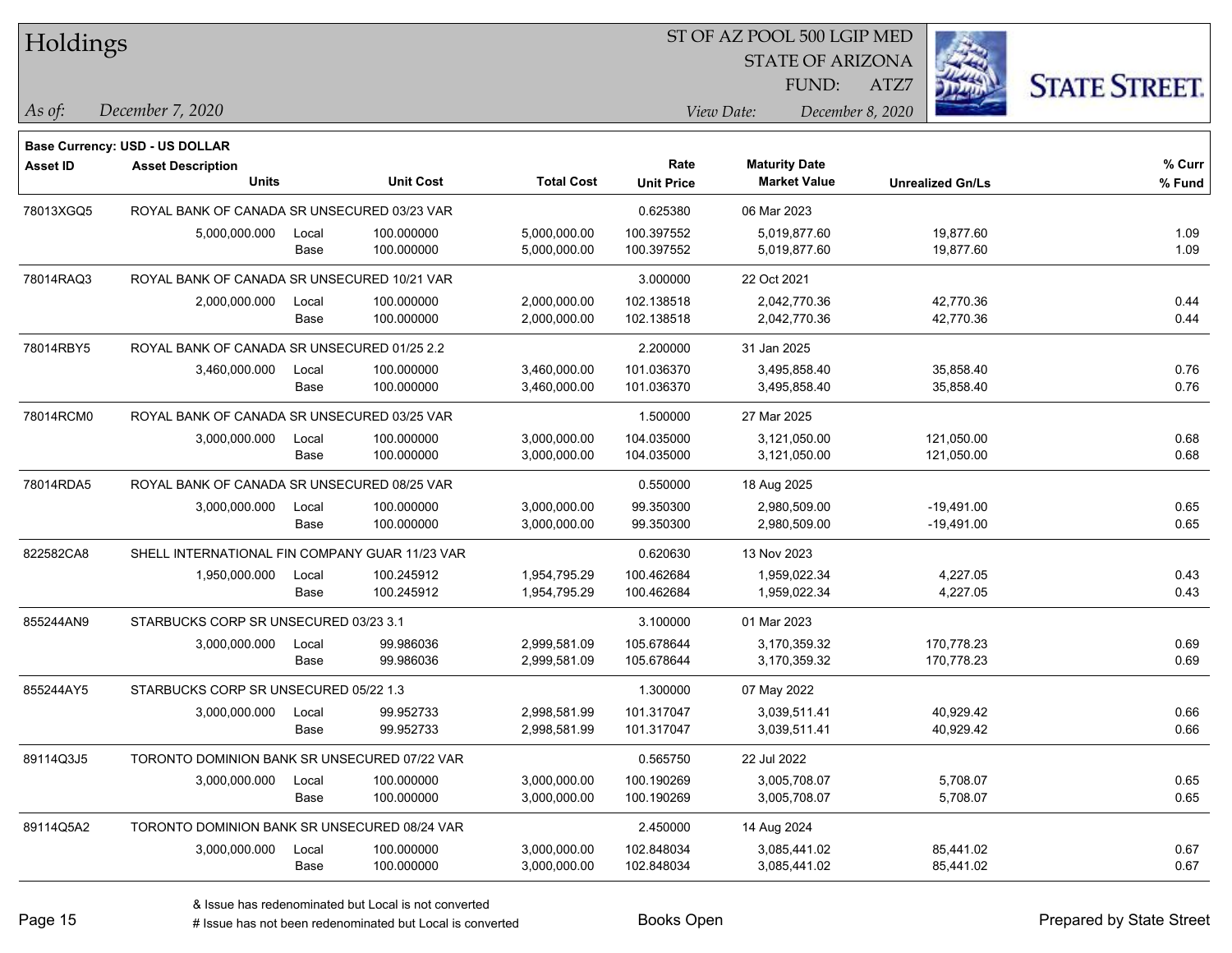# Holdings

ST OF AZ POOL 500 LGIP MED
STATE OF ARIZONA
FUND: ATZ7

*As of:* December 7, 2020

*View Date:* December 8, 2020

**Base Currency: USD - US DOLLAR**

| Asset ID | Asset Description / Units | | Unit Cost | Total Cost | Rate / Unit Price | Maturity Date / Market Value | Unrealized Gn/Ls | % Curr / % Fund |
|---|---|---|---|---|---|---|---|---|
| 78013XGQ5 | ROYAL BANK OF CANADA SR UNSECURED 03/23 VAR | | | | 0.625380 | 06 Mar 2023 | | |
| | 5,000,000.000 | Local | 100.000000 | 5,000,000.00 | 100.397552 | 5,019,877.60 | 19,877.60 | 1.09 |
| | | Base | 100.000000 | 5,000,000.00 | 100.397552 | 5,019,877.60 | 19,877.60 | 1.09 |
| 78014RAQ3 | ROYAL BANK OF CANADA SR UNSECURED 10/21 VAR | | | | 3.000000 | 22 Oct 2021 | | |
| | 2,000,000.000 | Local | 100.000000 | 2,000,000.00 | 102.138518 | 2,042,770.36 | 42,770.36 | 0.44 |
| | | Base | 100.000000 | 2,000,000.00 | 102.138518 | 2,042,770.36 | 42,770.36 | 0.44 |
| 78014RBY5 | ROYAL BANK OF CANADA SR UNSECURED 01/25 2.2 | | | | 2.200000 | 31 Jan 2025 | | |
| | 3,460,000.000 | Local | 100.000000 | 3,460,000.00 | 101.036370 | 3,495,858.40 | 35,858.40 | 0.76 |
| | | Base | 100.000000 | 3,460,000.00 | 101.036370 | 3,495,858.40 | 35,858.40 | 0.76 |
| 78014RCM0 | ROYAL BANK OF CANADA SR UNSECURED 03/25 VAR | | | | 1.500000 | 27 Mar 2025 | | |
| | 3,000,000.000 | Local | 100.000000 | 3,000,000.00 | 104.035000 | 3,121,050.00 | 121,050.00 | 0.68 |
| | | Base | 100.000000 | 3,000,000.00 | 104.035000 | 3,121,050.00 | 121,050.00 | 0.68 |
| 78014RDA5 | ROYAL BANK OF CANADA SR UNSECURED 08/25 VAR | | | | 0.550000 | 18 Aug 2025 | | |
| | 3,000,000.000 | Local | 100.000000 | 3,000,000.00 | 99.350300 | 2,980,509.00 | -19,491.00 | 0.65 |
| | | Base | 100.000000 | 3,000,000.00 | 99.350300 | 2,980,509.00 | -19,491.00 | 0.65 |
| 822582CA8 | SHELL INTERNATIONAL FIN COMPANY GUAR 11/23 VAR | | | | 0.620630 | 13 Nov 2023 | | |
| | 1,950,000.000 | Local | 100.245912 | 1,954,795.29 | 100.462684 | 1,959,022.34 | 4,227.05 | 0.43 |
| | | Base | 100.245912 | 1,954,795.29 | 100.462684 | 1,959,022.34 | 4,227.05 | 0.43 |
| 855244AN9 | STARBUCKS CORP SR UNSECURED 03/23 3.1 | | | | 3.100000 | 01 Mar 2023 | | |
| | 3,000,000.000 | Local | 99.986036 | 2,999,581.09 | 105.678644 | 3,170,359.32 | 170,778.23 | 0.69 |
| | | Base | 99.986036 | 2,999,581.09 | 105.678644 | 3,170,359.32 | 170,778.23 | 0.69 |
| 855244AY5 | STARBUCKS CORP SR UNSECURED 05/22 1.3 | | | | 1.300000 | 07 May 2022 | | |
| | 3,000,000.000 | Local | 99.952733 | 2,998,581.99 | 101.317047 | 3,039,511.41 | 40,929.42 | 0.66 |
| | | Base | 99.952733 | 2,998,581.99 | 101.317047 | 3,039,511.41 | 40,929.42 | 0.66 |
| 89114Q3J5 | TORONTO DOMINION BANK SR UNSECURED 07/22 VAR | | | | 0.565750 | 22 Jul 2022 | | |
| | 3,000,000.000 | Local | 100.000000 | 3,000,000.00 | 100.190269 | 3,005,708.07 | 5,708.07 | 0.65 |
| | | Base | 100.000000 | 3,000,000.00 | 100.190269 | 3,005,708.07 | 5,708.07 | 0.65 |
| 89114Q5A2 | TORONTO DOMINION BANK SR UNSECURED 08/24 VAR | | | | 2.450000 | 14 Aug 2024 | | |
| | 3,000,000.000 | Local | 100.000000 | 3,000,000.00 | 102.848034 | 3,085,441.02 | 85,441.02 | 0.67 |
| | | Base | 100.000000 | 3,000,000.00 | 102.848034 | 3,085,441.02 | 85,441.02 | 0.67 |

& Issue has redenominated but Local is not converted
# Issue has not been redenominated but Local is converted

Books Open

Prepared by State Street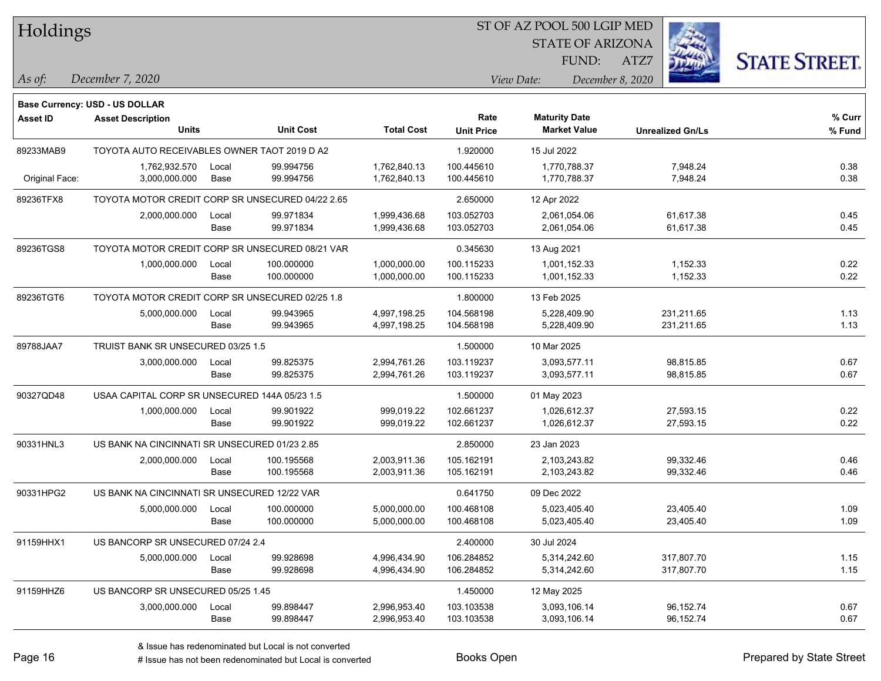# Holdings

ST OF AZ POOL 500 LGIP MED
STATE OF ARIZONA
FUND: ATZ7

*As of:* December 7, 2020
*View Date:* December 8, 2020

**Base Currency: USD - US DOLLAR**

| Asset ID | Asset Description / Units | | Unit Cost | Total Cost | Rate / Unit Price | Maturity Date / Market Value | Unrealized Gn/Ls | % Curr / % Fund |
|---|---|---|---|---|---|---|---|---|
| 89233MAB9 | TOYOTA AUTO RECEIVABLES OWNER TAOT 2019 D A2 | | | | 1.920000 | 15 Jul 2022 | | |
| | 1,762,932.570 | Local | 99.994756 | 1,762,840.13 | 100.445610 | 1,770,788.37 | 7,948.24 | 0.38 |
| Original Face: | 3,000,000.000 | Base | 99.994756 | 1,762,840.13 | 100.445610 | 1,770,788.37 | 7,948.24 | 0.38 |
| 89236TFX8 | TOYOTA MOTOR CREDIT CORP SR UNSECURED 04/22 2.65 | | | | 2.650000 | 12 Apr 2022 | | |
| | 2,000,000.000 | Local | 99.971834 | 1,999,436.68 | 103.052703 | 2,061,054.06 | 61,617.38 | 0.45 |
| | | Base | 99.971834 | 1,999,436.68 | 103.052703 | 2,061,054.06 | 61,617.38 | 0.45 |
| 89236TGS8 | TOYOTA MOTOR CREDIT CORP SR UNSECURED 08/21 VAR | | | | 0.345630 | 13 Aug 2021 | | |
| | 1,000,000.000 | Local | 100.000000 | 1,000,000.00 | 100.115233 | 1,001,152.33 | 1,152.33 | 0.22 |
| | | Base | 100.000000 | 1,000,000.00 | 100.115233 | 1,001,152.33 | 1,152.33 | 0.22 |
| 89236TGT6 | TOYOTA MOTOR CREDIT CORP SR UNSECURED 02/25 1.8 | | | | 1.800000 | 13 Feb 2025 | | |
| | 5,000,000.000 | Local | 99.943965 | 4,997,198.25 | 104.568198 | 5,228,409.90 | 231,211.65 | 1.13 |
| | | Base | 99.943965 | 4,997,198.25 | 104.568198 | 5,228,409.90 | 231,211.65 | 1.13 |
| 89788JAA7 | TRUIST BANK SR UNSECURED 03/25 1.5 | | | | 1.500000 | 10 Mar 2025 | | |
| | 3,000,000.000 | Local | 99.825375 | 2,994,761.26 | 103.119237 | 3,093,577.11 | 98,815.85 | 0.67 |
| | | Base | 99.825375 | 2,994,761.26 | 103.119237 | 3,093,577.11 | 98,815.85 | 0.67 |
| 90327QD48 | USAA CAPITAL CORP SR UNSECURED 144A 05/23 1.5 | | | | 1.500000 | 01 May 2023 | | |
| | 1,000,000.000 | Local | 99.901922 | 999,019.22 | 102.661237 | 1,026,612.37 | 27,593.15 | 0.22 |
| | | Base | 99.901922 | 999,019.22 | 102.661237 | 1,026,612.37 | 27,593.15 | 0.22 |
| 90331HNL3 | US BANK NA CINCINNATI SR UNSECURED 01/23 2.85 | | | | 2.850000 | 23 Jan 2023 | | |
| | 2,000,000.000 | Local | 100.195568 | 2,003,911.36 | 105.162191 | 2,103,243.82 | 99,332.46 | 0.46 |
| | | Base | 100.195568 | 2,003,911.36 | 105.162191 | 2,103,243.82 | 99,332.46 | 0.46 |
| 90331HPG2 | US BANK NA CINCINNATI SR UNSECURED 12/22 VAR | | | | 0.641750 | 09 Dec 2022 | | |
| | 5,000,000.000 | Local | 100.000000 | 5,000,000.00 | 100.468108 | 5,023,405.40 | 23,405.40 | 1.09 |
| | | Base | 100.000000 | 5,000,000.00 | 100.468108 | 5,023,405.40 | 23,405.40 | 1.09 |
| 91159HHX1 | US BANCORP SR UNSECURED 07/24 2.4 | | | | 2.400000 | 30 Jul 2024 | | |
| | 5,000,000.000 | Local | 99.928698 | 4,996,434.90 | 106.284852 | 5,314,242.60 | 317,807.70 | 1.15 |
| | | Base | 99.928698 | 4,996,434.90 | 106.284852 | 5,314,242.60 | 317,807.70 | 1.15 |
| 91159HHZ6 | US BANCORP SR UNSECURED 05/25 1.45 | | | | 1.450000 | 12 May 2025 | | |
| | 3,000,000.000 | Local | 99.898447 | 2,996,953.40 | 103.103538 | 3,093,106.14 | 96,152.74 | 0.67 |
| | | Base | 99.898447 | 2,996,953.40 | 103.103538 | 3,093,106.14 | 96,152.74 | 0.67 |

& Issue has redenominated but Local is not converted
# Issue has not been redenominated but Local is converted

Books Open

Prepared by State Street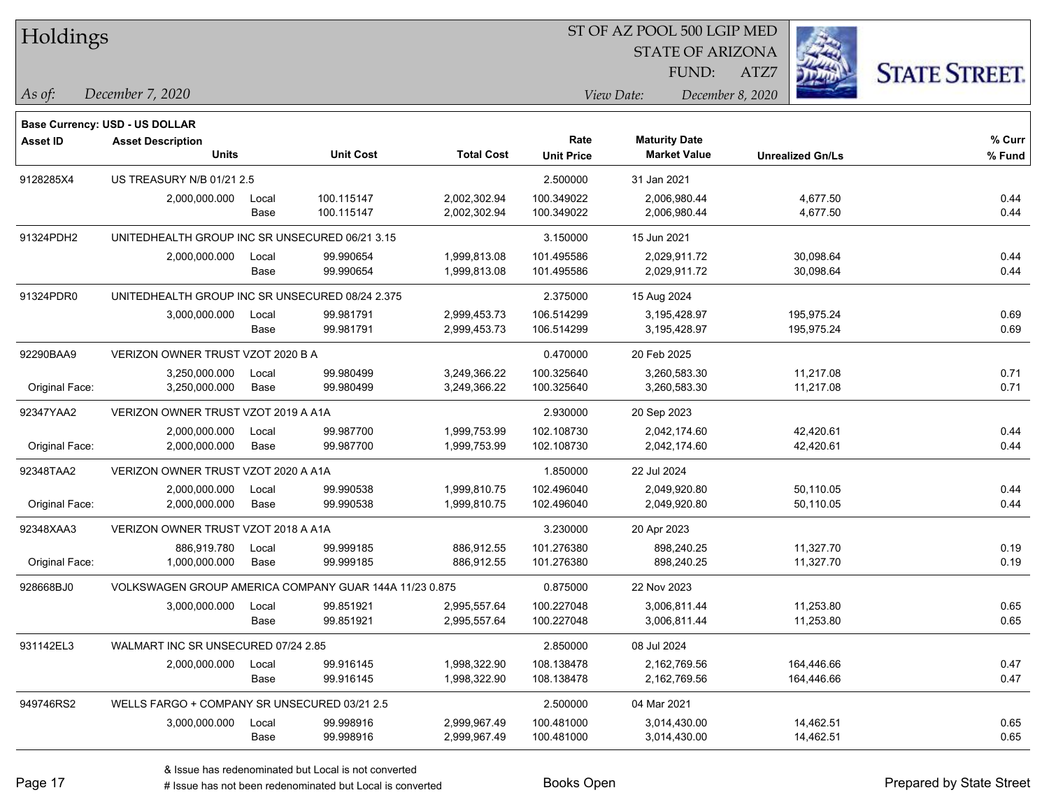# Holdings

ST OF AZ POOL 500 LGIP MED
STATE OF ARIZONA
FUND: ATZ7

*As of:* December 7, 2020
*View Date:* December 8, 2020

**Base Currency: USD - US DOLLAR**

| Asset ID | Asset Description / Units | | Unit Cost | Total Cost | Rate / Unit Price | Maturity Date / Market Value | Unrealized Gn/Ls | % Curr / % Fund |
|---|---|---|---|---|---|---|---|---|
| 9128285X4 | US TREASURY N/B 01/21 2.5 | | | | 2.500000 | 31 Jan 2021 | | |
| | 2,000,000.000 | Local | 100.115147 | 2,002,302.94 | 100.349022 | 2,006,980.44 | 4,677.50 | 0.44 |
| | | Base | 100.115147 | 2,002,302.94 | 100.349022 | 2,006,980.44 | 4,677.50 | 0.44 |
| 91324PDH2 | UNITEDHEALTH GROUP INC SR UNSECURED 06/21 3.15 | | | | 3.150000 | 15 Jun 2021 | | |
| | 2,000,000.000 | Local | 99.990654 | 1,999,813.08 | 101.495586 | 2,029,911.72 | 30,098.64 | 0.44 |
| | | Base | 99.990654 | 1,999,813.08 | 101.495586 | 2,029,911.72 | 30,098.64 | 0.44 |
| 91324PDR0 | UNITEDHEALTH GROUP INC SR UNSECURED 08/24 2.375 | | | | 2.375000 | 15 Aug 2024 | | |
| | 3,000,000.000 | Local | 99.981791 | 2,999,453.73 | 106.514299 | 3,195,428.97 | 195,975.24 | 0.69 |
| | | Base | 99.981791 | 2,999,453.73 | 106.514299 | 3,195,428.97 | 195,975.24 | 0.69 |
| 92290BAA9 | VERIZON OWNER TRUST VZOT 2020 B A | | | | 0.470000 | 20 Feb 2025 | | |
| | 3,250,000.000 | Local | 99.980499 | 3,249,366.22 | 100.325640 | 3,260,583.30 | 11,217.08 | 0.71 |
| Original Face: | 3,250,000.000 | Base | 99.980499 | 3,249,366.22 | 100.325640 | 3,260,583.30 | 11,217.08 | 0.71 |
| 92347YAA2 | VERIZON OWNER TRUST VZOT 2019 A A1A | | | | 2.930000 | 20 Sep 2023 | | |
| | 2,000,000.000 | Local | 99.987700 | 1,999,753.99 | 102.108730 | 2,042,174.60 | 42,420.61 | 0.44 |
| Original Face: | 2,000,000.000 | Base | 99.987700 | 1,999,753.99 | 102.108730 | 2,042,174.60 | 42,420.61 | 0.44 |
| 92348TAA2 | VERIZON OWNER TRUST VZOT 2020 A A1A | | | | 1.850000 | 22 Jul 2024 | | |
| | 2,000,000.000 | Local | 99.990538 | 1,999,810.75 | 102.496040 | 2,049,920.80 | 50,110.05 | 0.44 |
| Original Face: | 2,000,000.000 | Base | 99.990538 | 1,999,810.75 | 102.496040 | 2,049,920.80 | 50,110.05 | 0.44 |
| 92348XAA3 | VERIZON OWNER TRUST VZOT 2018 A A1A | | | | 3.230000 | 20 Apr 2023 | | |
| | 886,919.780 | Local | 99.999185 | 886,912.55 | 101.276380 | 898,240.25 | 11,327.70 | 0.19 |
| Original Face: | 1,000,000.000 | Base | 99.999185 | 886,912.55 | 101.276380 | 898,240.25 | 11,327.70 | 0.19 |
| 928668BJ0 | VOLKSWAGEN GROUP AMERICA COMPANY GUAR 144A 11/23 0.875 | | | | 0.875000 | 22 Nov 2023 | | |
| | 3,000,000.000 | Local | 99.851921 | 2,995,557.64 | 100.227048 | 3,006,811.44 | 11,253.80 | 0.65 |
| | | Base | 99.851921 | 2,995,557.64 | 100.227048 | 3,006,811.44 | 11,253.80 | 0.65 |
| 931142EL3 | WALMART INC SR UNSECURED 07/24 2.85 | | | | 2.850000 | 08 Jul 2024 | | |
| | 2,000,000.000 | Local | 99.916145 | 1,998,322.90 | 108.138478 | 2,162,769.56 | 164,446.66 | 0.47 |
| | | Base | 99.916145 | 1,998,322.90 | 108.138478 | 2,162,769.56 | 164,446.66 | 0.47 |
| 949746RS2 | WELLS FARGO + COMPANY SR UNSECURED 03/21 2.5 | | | | 2.500000 | 04 Mar 2021 | | |
| | 3,000,000.000 | Local | 99.998916 | 2,999,967.49 | 100.481000 | 3,014,430.00 | 14,462.51 | 0.65 |
| | | Base | 99.998916 | 2,999,967.49 | 100.481000 | 3,014,430.00 | 14,462.51 | 0.65 |

& Issue has redenominated but Local is not converted
# Issue has not been redenominated but Local is converted

Books Open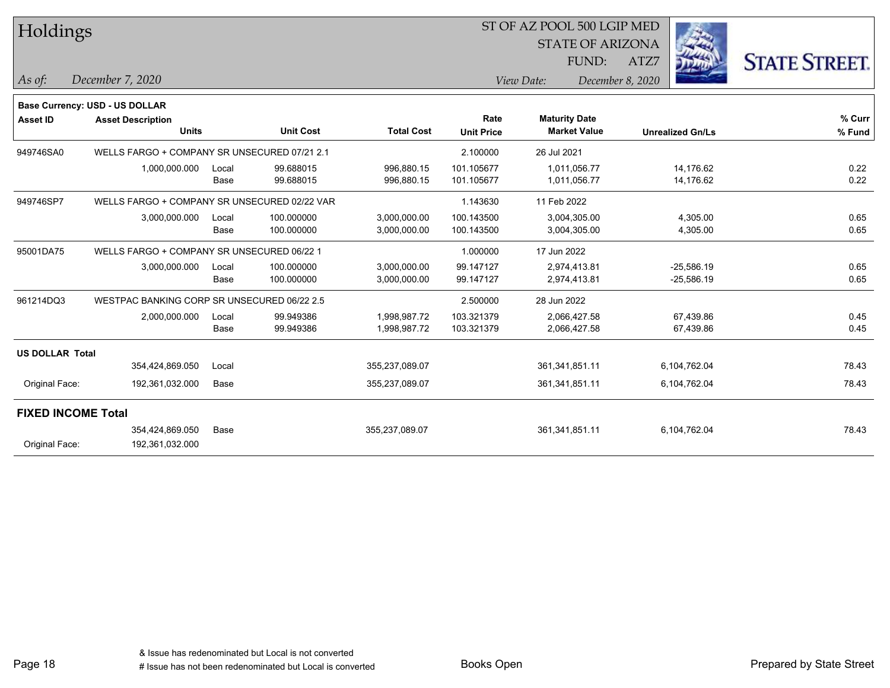# Holdings

ST OF AZ POOL 500 LGIP MED
STATE OF ARIZONA
FUND: ATZ7

*As of:* *December 7, 2020*

*View Date:* *December 8, 2020*

**Base Currency: USD - US DOLLAR**

| Asset ID | Asset Description / Units | | Unit Cost | Total Cost | Rate / Unit Price | Maturity Date / Market Value | Unrealized Gn/Ls | % Curr / % Fund |
|---|---|---|---|---|---|---|---|---|
| 949746SA0 | WELLS FARGO + COMPANY SR UNSECURED 07/21 2.1 | | | | 2.100000 | 26 Jul 2021 | | |
| | 1,000,000.000 | Local | 99.688015 | 996,880.15 | 101.105677 | 1,011,056.77 | 14,176.62 | 0.22 |
| | | Base | 99.688015 | 996,880.15 | 101.105677 | 1,011,056.77 | 14,176.62 | 0.22 |
| 949746SP7 | WELLS FARGO + COMPANY SR UNSECURED 02/22 VAR | | | | 1.143630 | 11 Feb 2022 | | |
| | 3,000,000.000 | Local | 100.000000 | 3,000,000.00 | 100.143500 | 3,004,305.00 | 4,305.00 | 0.65 |
| | | Base | 100.000000 | 3,000,000.00 | 100.143500 | 3,004,305.00 | 4,305.00 | 0.65 |
| 95001DA75 | WELLS FARGO + COMPANY SR UNSECURED 06/22 1 | | | | 1.000000 | 17 Jun 2022 | | |
| | 3,000,000.000 | Local | 100.000000 | 3,000,000.00 | 99.147127 | 2,974,413.81 | -25,586.19 | 0.65 |
| | | Base | 100.000000 | 3,000,000.00 | 99.147127 | 2,974,413.81 | -25,586.19 | 0.65 |
| 961214DQ3 | WESTPAC BANKING CORP SR UNSECURED 06/22 2.5 | | | | 2.500000 | 28 Jun 2022 | | |
| | 2,000,000.000 | Local | 99.949386 | 1,998,987.72 | 103.321379 | 2,066,427.58 | 67,439.86 | 0.45 |
| | | Base | 99.949386 | 1,998,987.72 | 103.321379 | 2,066,427.58 | 67,439.86 | 0.45 |
| **US DOLLAR Total** | | | | | | | | |
| | 354,424,869.050 | Local | | 355,237,089.07 | | 361,341,851.11 | 6,104,762.04 | 78.43 |
| Original Face: | 192,361,032.000 | Base | | 355,237,089.07 | | 361,341,851.11 | 6,104,762.04 | 78.43 |
| **FIXED INCOME Total** | | | | | | | | |
| | 354,424,869.050 | Base | | 355,237,089.07 | | 361,341,851.11 | 6,104,762.04 | 78.43 |
| Original Face: | 192,361,032.000 | | | | | | | |

& Issue has redenominated but Local is not converted
# Issue has not been redenominated but Local is converted

Books Open

Prepared by State Street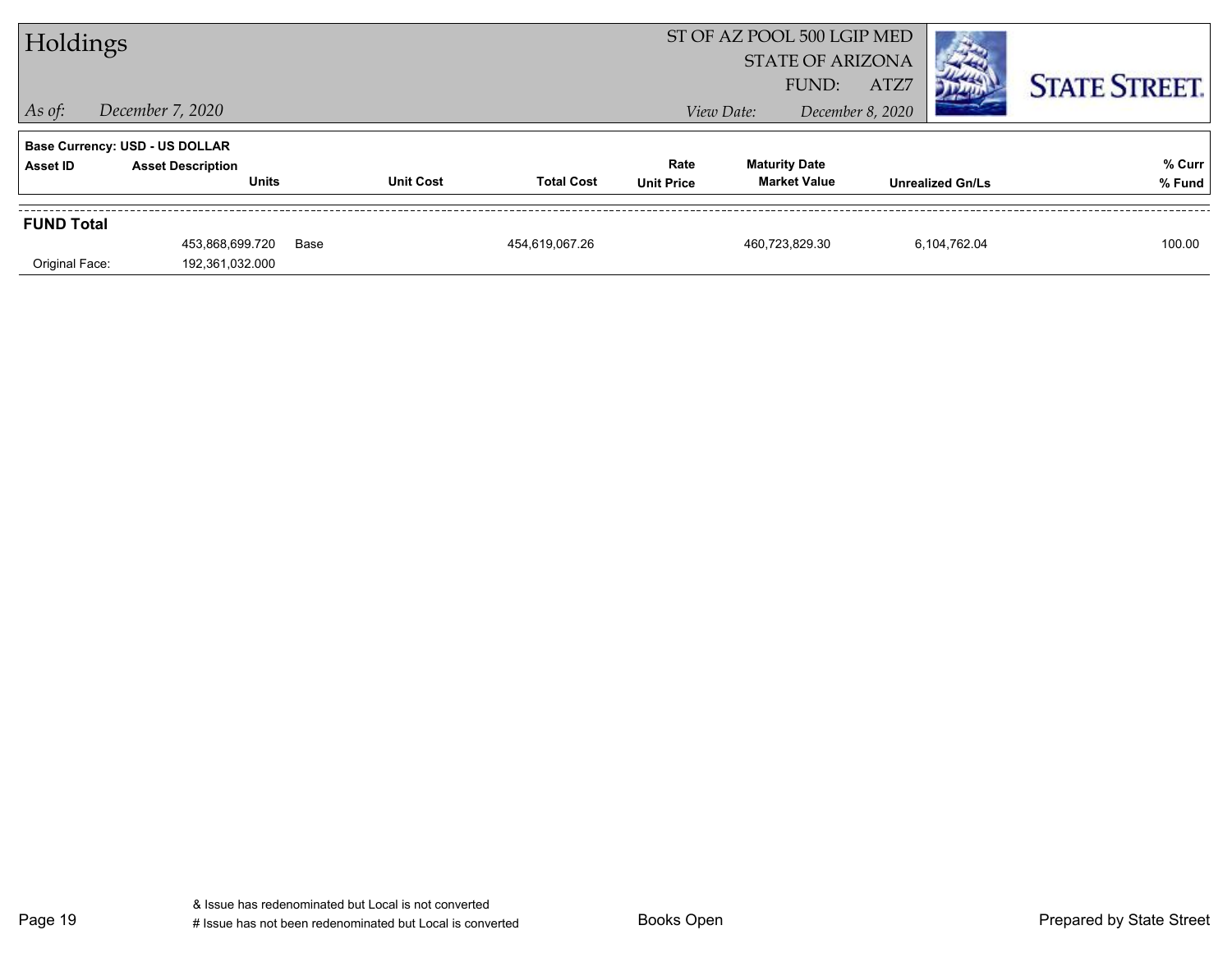# Holdings

ST OF AZ POOL 500 LGIP MED
STATE OF ARIZONA
FUND: ATZ7

*As of:* *December 7, 2020*

*View Date:* *December 8, 2020*

STATE STREET.

**Base Currency: USD - US DOLLAR**

| Asset ID | Asset Description / Units | | Unit Cost | Total Cost | Rate / Unit Price | Maturity Date / Market Value | Unrealized Gn/Ls | % Curr / % Fund |
|---|---|---|---|---|---|---|---|---|
| **FUND Total** | | | | | | | | |
| | 453,868,699.720 | Base | | 454,619,067.26 | | 460,723,829.30 | 6,104,762.04 | 100.00 |
| Original Face: | 192,361,032.000 | | | | | | | |

& Issue has redenominated but Local is not converted
# Issue has not been redenominated but Local is converted

Books Open

Prepared by State Street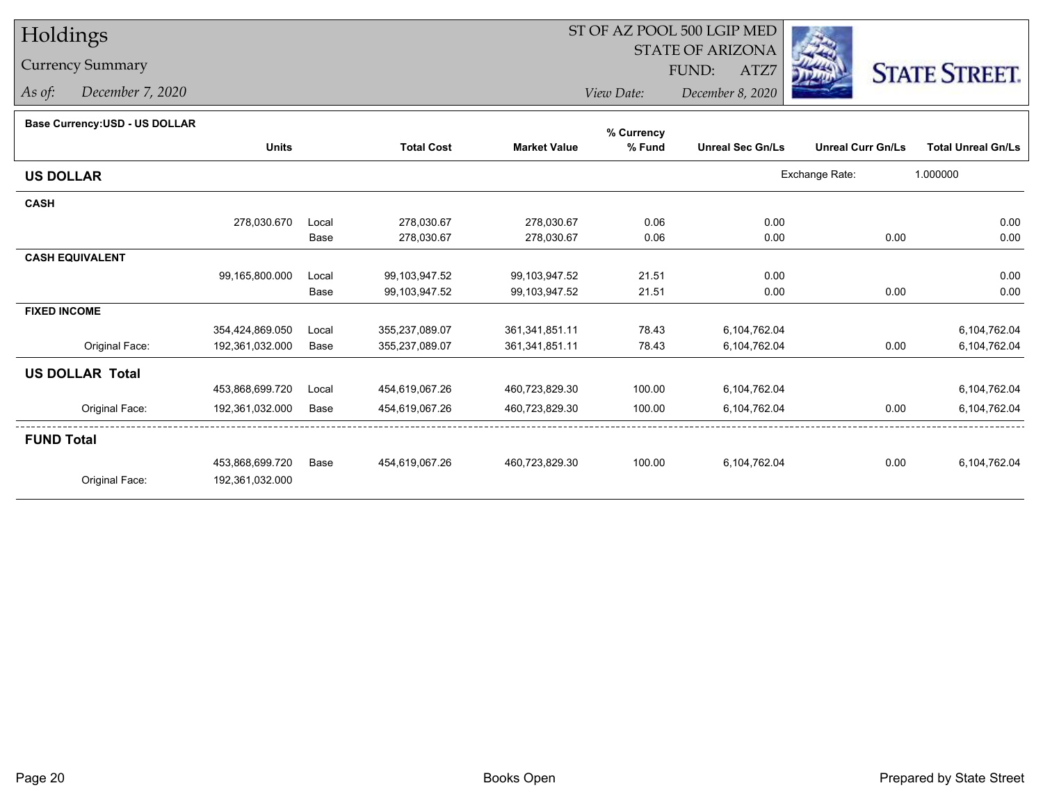# Holdings

## Currency Summary

*As of:* December 7, 2020

ST OF AZ POOL 500 LGIP MED
STATE OF ARIZONA
FUND: ATZ7

*View Date:* December 8, 2020

STATE STREET.

**Base Currency:USD - US DOLLAR**

| | Units | | Total Cost | Market Value | % Currency % Fund | Unreal Sec Gn/Ls | Unreal Curr Gn/Ls | Total Unreal Gn/Ls |
|---|---|---|---|---|---|---|---|---|
| **US DOLLAR** | | | | | | Exchange Rate: | 1.000000 | |
| **CASH** | | | | | | | | |
| | 278,030.670 | Local | 278,030.67 | 278,030.67 | 0.06 | 0.00 | | 0.00 |
| | | Base | 278,030.67 | 278,030.67 | 0.06 | 0.00 | 0.00 | 0.00 |
| **CASH EQUIVALENT** | | | | | | | | |
| | 99,165,800.000 | Local | 99,103,947.52 | 99,103,947.52 | 21.51 | 0.00 | | 0.00 |
| | | Base | 99,103,947.52 | 99,103,947.52 | 21.51 | 0.00 | 0.00 | 0.00 |
| **FIXED INCOME** | | | | | | | | |
| | 354,424,869.050 | Local | 355,237,089.07 | 361,341,851.11 | 78.43 | 6,104,762.04 | | 6,104,762.04 |
| Original Face: | 192,361,032.000 | Base | 355,237,089.07 | 361,341,851.11 | 78.43 | 6,104,762.04 | 0.00 | 6,104,762.04 |
| **US DOLLAR Total** | | | | | | | | |
| | 453,868,699.720 | Local | 454,619,067.26 | 460,723,829.30 | 100.00 | 6,104,762.04 | | 6,104,762.04 |
| Original Face: | 192,361,032.000 | Base | 454,619,067.26 | 460,723,829.30 | 100.00 | 6,104,762.04 | 0.00 | 6,104,762.04 |
| **FUND Total** | | | | | | | | |
| | 453,868,699.720 | Base | 454,619,067.26 | 460,723,829.30 | 100.00 | 6,104,762.04 | 0.00 | 6,104,762.04 |
| Original Face: | 192,361,032.000 | | | | | | | |

Books Open

Prepared by State Street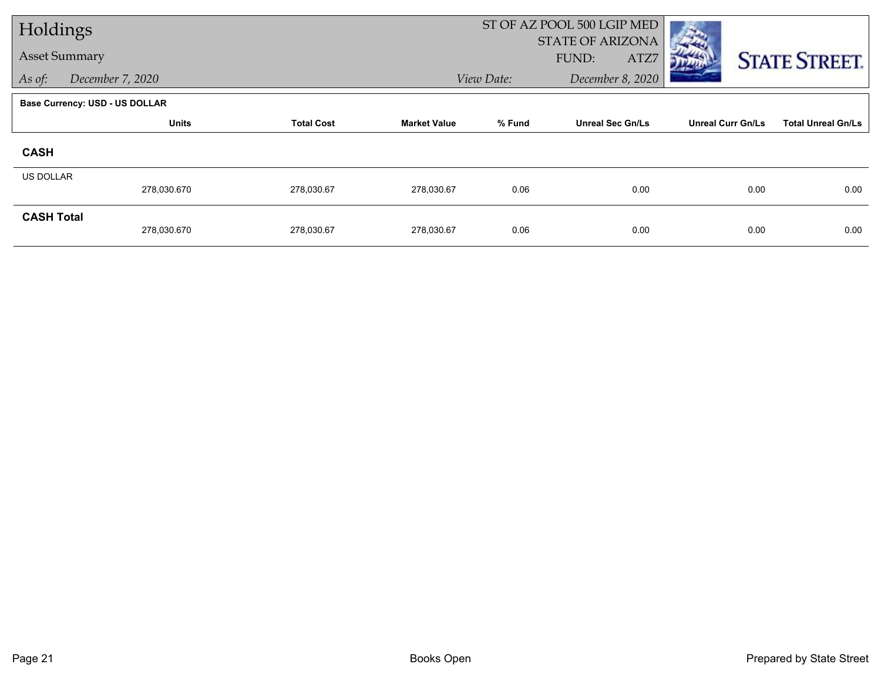# Holdings

## Asset Summary

*As of:* *December 7, 2020*

ST OF AZ POOL 500 LGIP MED
STATE OF ARIZONA
FUND: ATZ7

*View Date:* *December 8, 2020*

STATE STREET.

**Base Currency: USD - US DOLLAR**

| | Units | Total Cost | Market Value | % Fund | Unreal Sec Gn/Ls | Unreal Curr Gn/Ls | Total Unreal Gn/Ls |
|---|---|---|---|---|---|---|---|
| **CASH** | | | | | | | |
| US DOLLAR | 278,030.670 | 278,030.67 | 278,030.67 | 0.06 | 0.00 | 0.00 | 0.00 |
| **CASH Total** | 278,030.670 | 278,030.67 | 278,030.67 | 0.06 | 0.00 | 0.00 | 0.00 |

Books Open

Prepared by State Street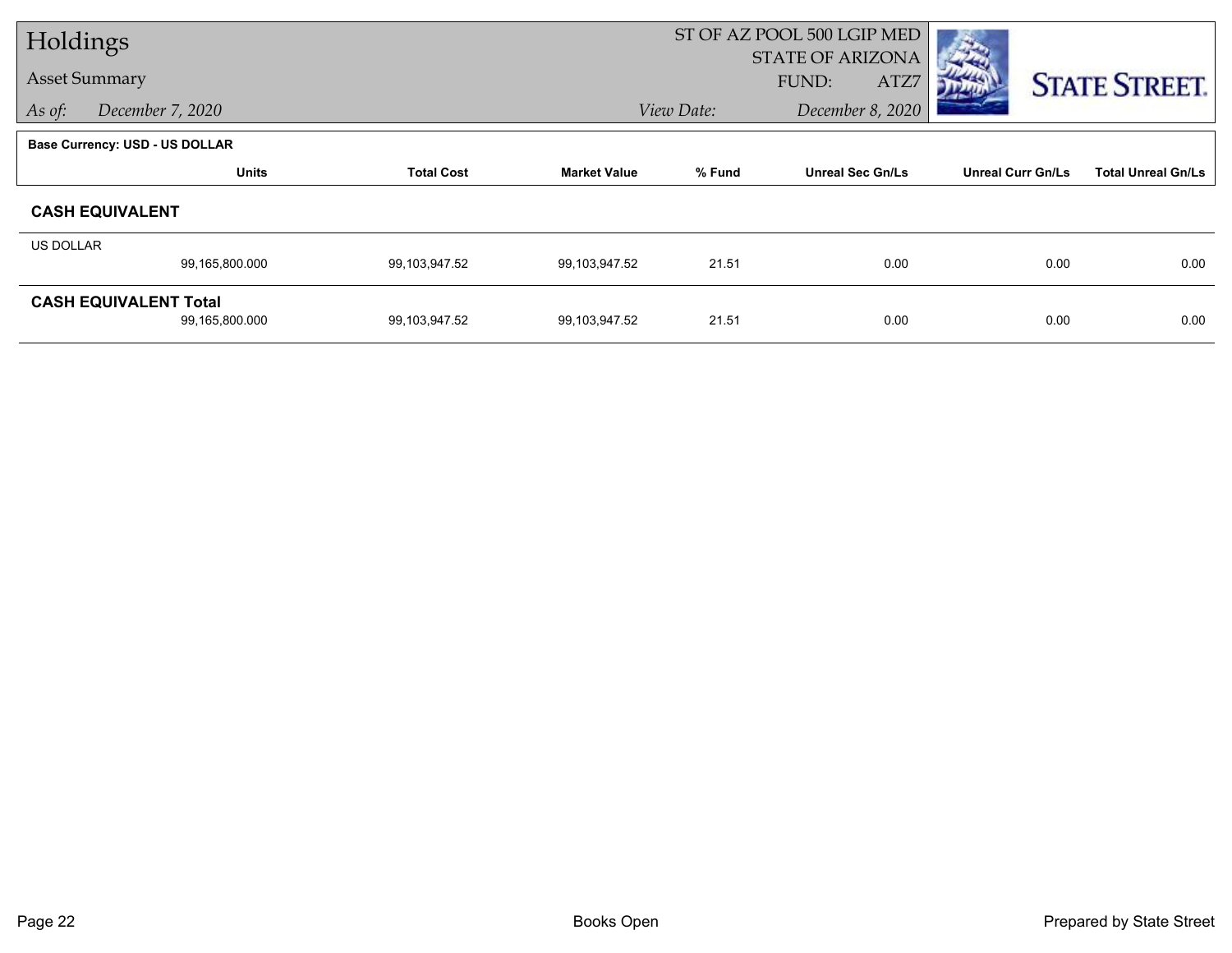# Holdings

## Asset Summary

*As of:* *December 7, 2020*

ST OF AZ POOL 500 LGIP MED
STATE OF ARIZONA
FUND: ATZ7

*View Date:* *December 8, 2020*

**Base Currency: USD - US DOLLAR**

| | Units | Total Cost | Market Value | % Fund | Unreal Sec Gn/Ls | Unreal Curr Gn/Ls | Total Unreal Gn/Ls |
|---|---|---|---|---|---|---|---|
| **CASH EQUIVALENT** | | | | | | | |
| US DOLLAR | 99,165,800.000 | 99,103,947.52 | 99,103,947.52 | 21.51 | 0.00 | 0.00 | 0.00 |
| **CASH EQUIVALENT Total** | 99,165,800.000 | 99,103,947.52 | 99,103,947.52 | 21.51 | 0.00 | 0.00 | 0.00 |

Books Open

Prepared by State Street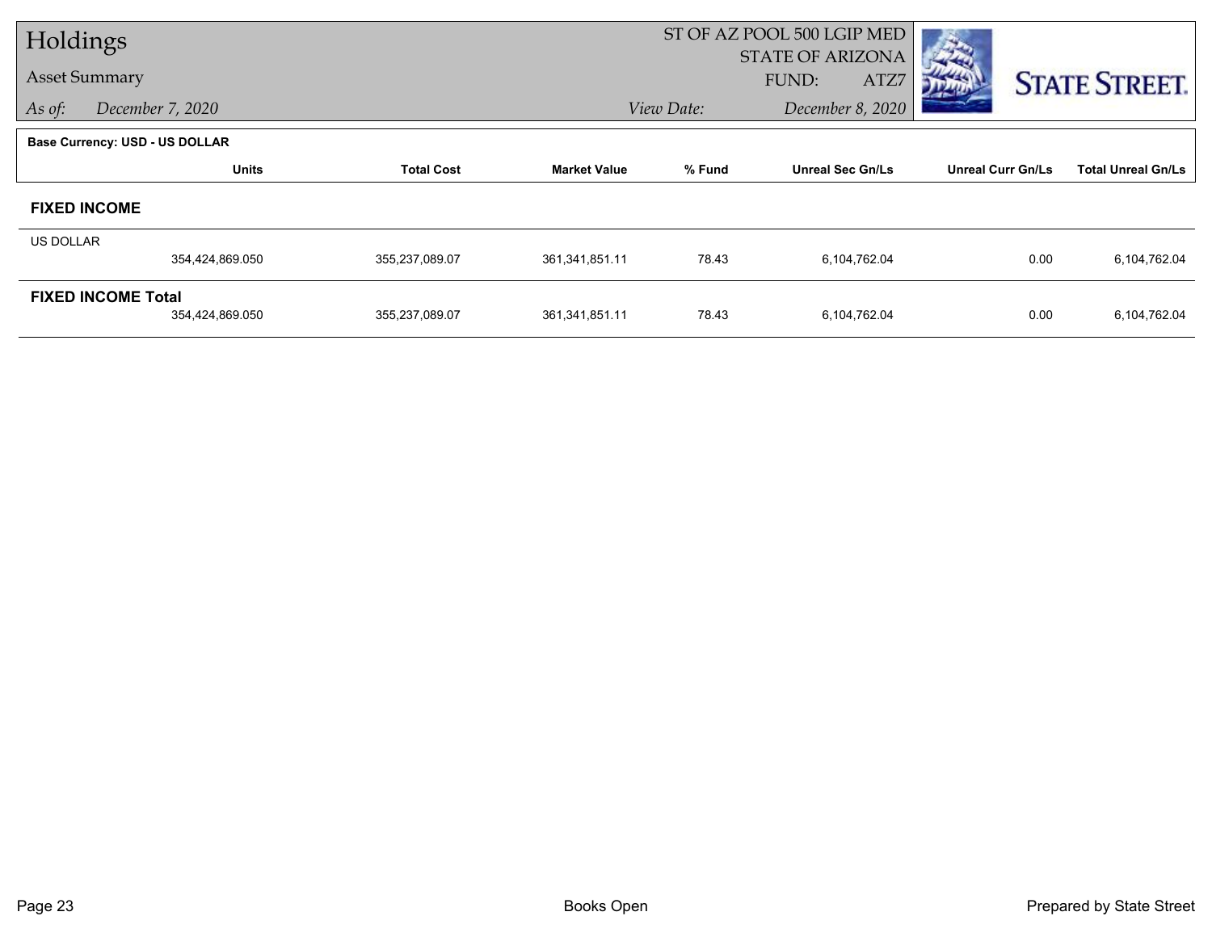# Holdings

## Asset Summary

*As of:* December 7, 2020

ST OF AZ POOL 500 LGIP MED
STATE OF ARIZONA
FUND: ATZ7

*View Date:* December 8, 2020

STATE STREET.

**Base Currency: USD - US DOLLAR**

| | Units | Total Cost | Market Value | % Fund | Unreal Sec Gn/Ls | Unreal Curr Gn/Ls | Total Unreal Gn/Ls |
|---|---|---|---|---|---|---|---|
| **FIXED INCOME** | | | | | | | |
| US DOLLAR | 354,424,869.050 | 355,237,089.07 | 361,341,851.11 | 78.43 | 6,104,762.04 | 0.00 | 6,104,762.04 |
| **FIXED INCOME Total** | 354,424,869.050 | 355,237,089.07 | 361,341,851.11 | 78.43 | 6,104,762.04 | 0.00 | 6,104,762.04 |

Books Open

Prepared by State Street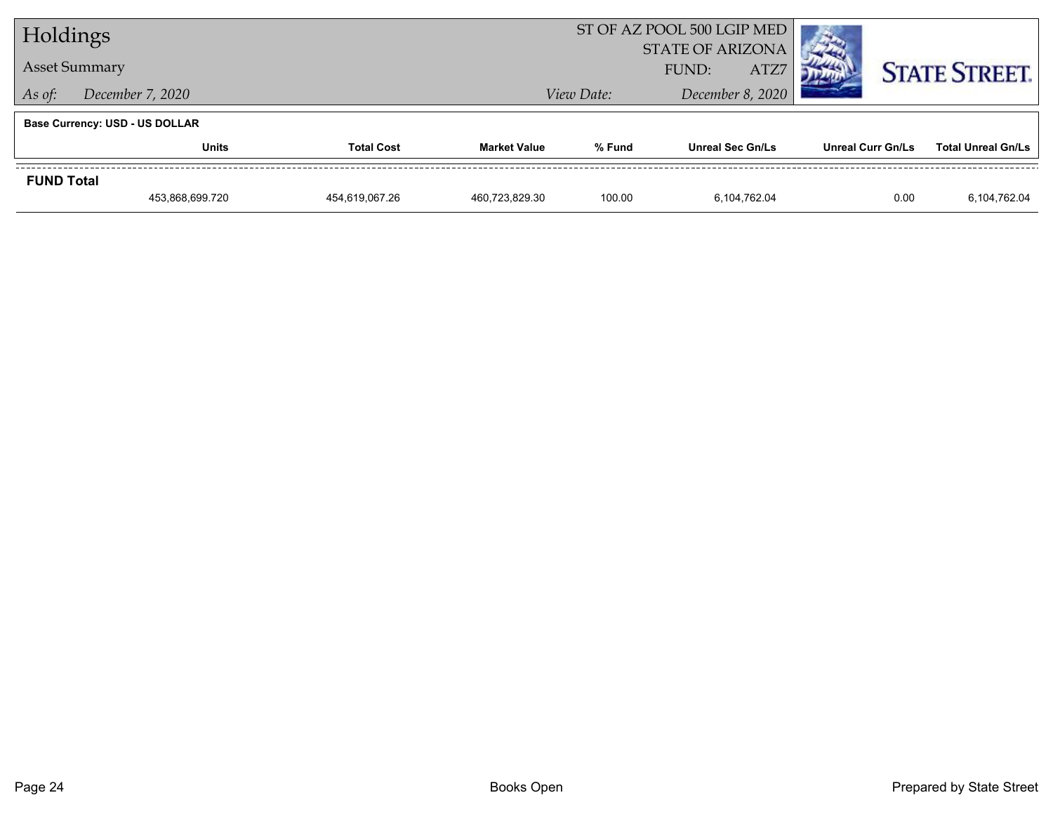# Holdings

## Asset Summary

*As of:* *December 7, 2020*

ST OF AZ POOL 500 LGIP MED
STATE OF ARIZONA
FUND: ATZ7

*View Date:* *December 8, 2020*

STATE STREET.

**Base Currency: USD - US DOLLAR**

| | Units | Total Cost | Market Value | % Fund | Unreal Sec Gn/Ls | Unreal Curr Gn/Ls | Total Unreal Gn/Ls |
|---|---|---|---|---|---|---|---|
| **FUND Total** | | | | | | | |
| | 453,868,699.720 | 454,619,067.26 | 460,723,829.30 | 100.00 | 6,104,762.04 | 0.00 | 6,104,762.04 |

Books Open

Prepared by State Street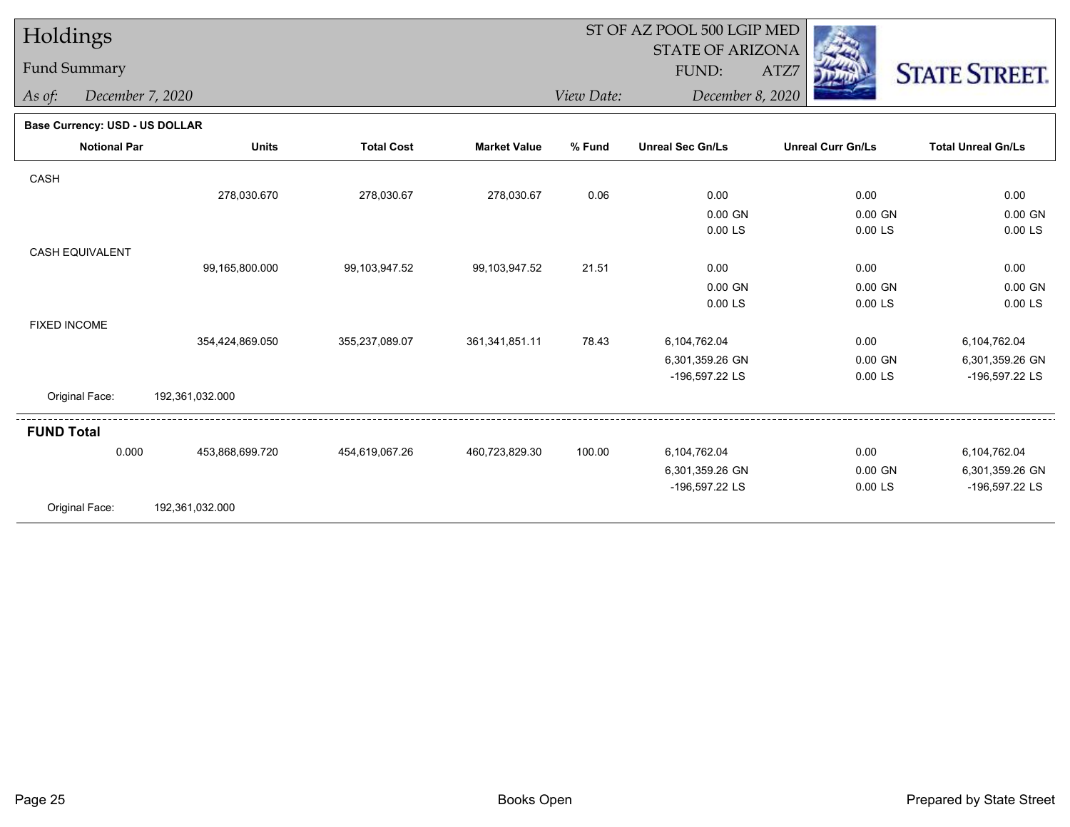# Holdings

Fund Summary

*As of:* December 7, 2020

ST OF AZ POOL 500 LGIP MED
STATE OF ARIZONA
FUND: ATZ7

*View Date:* December 8, 2020

STATE STREET.

**Base Currency: USD - US DOLLAR**

| Notional Par | Units | Total Cost | Market Value | % Fund | Unreal Sec Gn/Ls | Unreal Curr Gn/Ls | Total Unreal Gn/Ls |
|---|---|---|---|---|---|---|---|
| CASH | | | | | | | |
| | 278,030.670 | 278,030.67 | 278,030.67 | 0.06 | 0.00 | 0.00 | 0.00 |
| | | | | | 0.00 GN | 0.00 GN | 0.00 GN |
| | | | | | 0.00 LS | 0.00 LS | 0.00 LS |
| CASH EQUIVALENT | | | | | | | |
| | 99,165,800.000 | 99,103,947.52 | 99,103,947.52 | 21.51 | 0.00 | 0.00 | 0.00 |
| | | | | | 0.00 GN | 0.00 GN | 0.00 GN |
| | | | | | 0.00 LS | 0.00 LS | 0.00 LS |
| FIXED INCOME | | | | | | | |
| | 354,424,869.050 | 355,237,089.07 | 361,341,851.11 | 78.43 | 6,104,762.04 | 0.00 | 6,104,762.04 |
| | | | | | 6,301,359.26 GN | 0.00 GN | 6,301,359.26 GN |
| | | | | | -196,597.22 LS | 0.00 LS | -196,597.22 LS |
| Original Face: 192,361,032.000 | | | | | | | |
| **FUND Total** | | | | | | | |
| 0.000 | 453,868,699.720 | 454,619,067.26 | 460,723,829.30 | 100.00 | 6,104,762.04 | 0.00 | 6,104,762.04 |
| | | | | | 6,301,359.26 GN | 0.00 GN | 6,301,359.26 GN |
| | | | | | -196,597.22 LS | 0.00 LS | -196,597.22 LS |
| Original Face: 192,361,032.000 | | | | | | | |

Books Open

Prepared by State Street